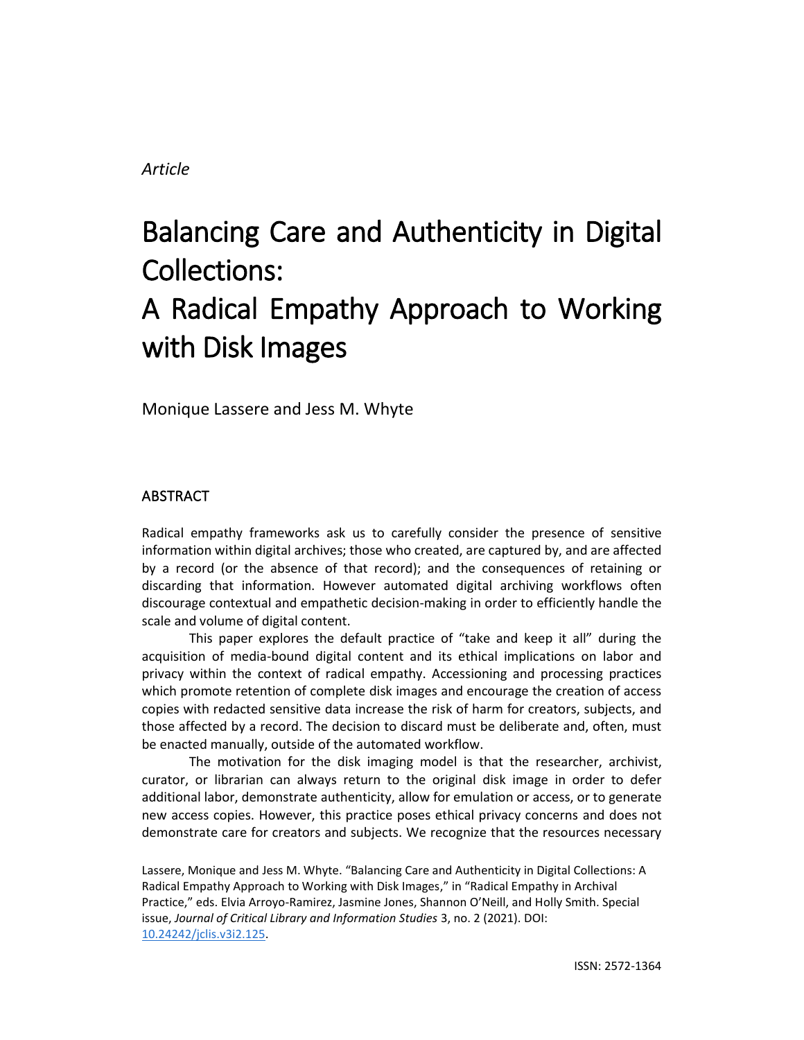*Article*

# Balancing Care and Authenticity in Digital Collections: A Radical Empathy Approach to Working with Disk Images

Monique Lassere and Jess M. Whyte

## ABSTRACT

Radical empathy frameworks ask us to carefully consider the presence of sensitive information within digital archives; those who created, are captured by, and are affected by a record (or the absence of that record); and the consequences of retaining or discarding that information. However automated digital archiving workflows often discourage contextual and empathetic decision-making in order to efficiently handle the scale and volume of digital content.

This paper explores the default practice of "take and keep it all" during the acquisition of media-bound digital content and its ethical implications on labor and privacy within the context of radical empathy. Accessioning and processing practices which promote retention of complete disk images and encourage the creation of access copies with redacted sensitive data increase the risk of harm for creators, subjects, and those affected by a record. The decision to discard must be deliberate and, often, must be enacted manually, outside of the automated workflow.

The motivation for the disk imaging model is that the researcher, archivist, curator, or librarian can always return to the original disk image in order to defer additional labor, demonstrate authenticity, allow for emulation or access, or to generate new access copies. However, this practice poses ethical privacy concerns and does not demonstrate care for creators and subjects. We recognize that the resources necessary

Lassere, Monique and Jess M. Whyte. "Balancing Care and Authenticity in Digital Collections: A Radical Empathy Approach to Working with Disk Images," in "Radical Empathy in Archival Practice," eds. Elvia Arroyo-Ramirez, Jasmine Jones, Shannon O'Neill, and Holly Smith. Special issue, *Journal of Critical Library and Information Studies* 3, no. 2 (2021). DOI: 10.24242/jclis.v3i2.125.

ISSN: 2572-1364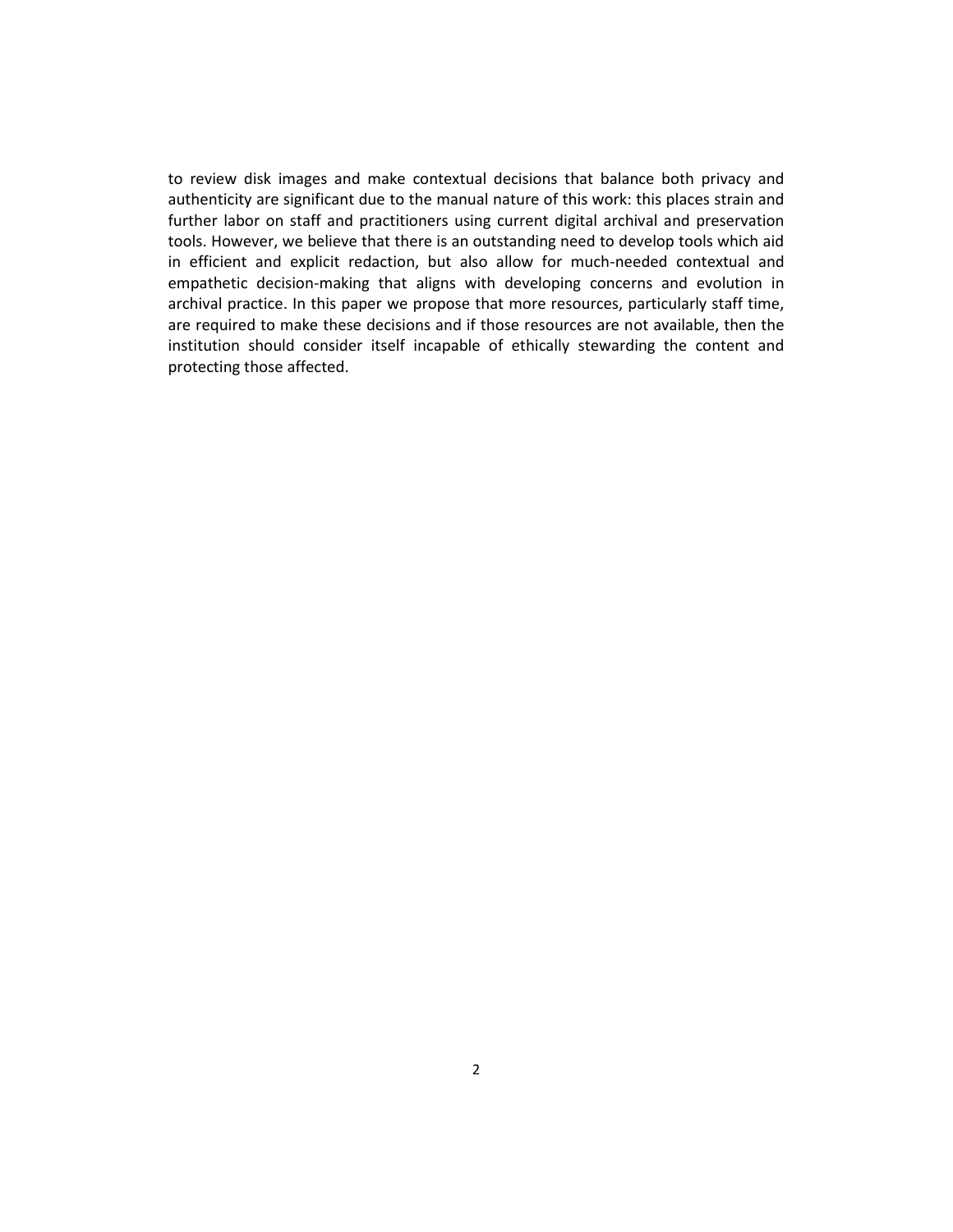to review disk images and make contextual decisions that balance both privacy and authenticity are significant due to the manual nature of this work: this places strain and further labor on staff and practitioners using current digital archival and preservation tools. However, we believe that there is an outstanding need to develop tools which aid in efficient and explicit redaction, but also allow for much-needed contextual and empathetic decision-making that aligns with developing concerns and evolution in archival practice. In this paper we propose that more resources, particularly staff time, are required to make these decisions and if those resources are not available, then the institution should consider itself incapable of ethically stewarding the content and protecting those affected.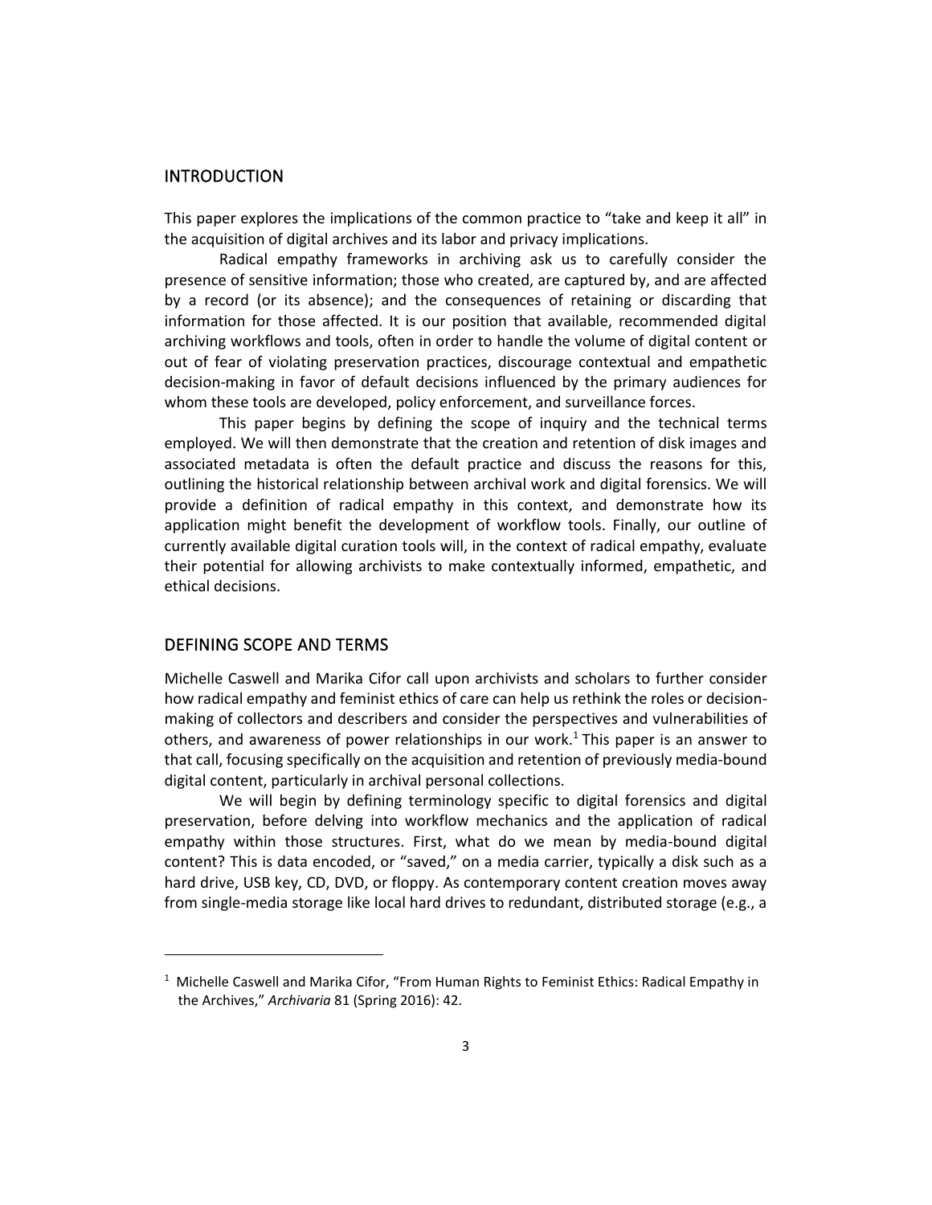## INTRODUCTION

This paper explores the implications of the common practice to "take and keep it all" in the acquisition of digital archives and its labor and privacy implications.

Radical empathy frameworks in archiving ask us to carefully consider the presence of sensitive information; those who created, are captured by, and are affected by a record (or its absence); and the consequences of retaining or discarding that information for those affected. It is our position that available, recommended digital archiving workflows and tools, often in order to handle the volume of digital content or out of fear of violating preservation practices, discourage contextual and empathetic decision-making in favor of default decisions influenced by the primary audiences for whom these tools are developed, policy enforcement, and surveillance forces.

This paper begins by defining the scope of inquiry and the technical terms employed. We will then demonstrate that the creation and retention of disk images and associated metadata is often the default practice and discuss the reasons for this, outlining the historical relationship between archival work and digital forensics. We will provide a definition of radical empathy in this context, and demonstrate how its application might benefit the development of workflow tools. Finally, our outline of currently available digital curation tools will, in the context of radical empathy, evaluate their potential for allowing archivists to make contextually informed, empathetic, and ethical decisions.

## DEFINING SCOPE AND TERMS

Michelle Caswell and Marika Cifor call upon archivists and scholars to further consider how radical empathy and feminist ethics of care can help us rethink the roles or decision-making of collectors and describers and consider the perspectives and vulnerabilities of others, and awareness of power relationships in our work.[1] This paper is an answer to that call, focusing specifically on the acquisition and retention of previously media-bound digital content, particularly in archival personal collections.

We will begin by defining terminology specific to digital forensics and digital preservation, before delving into workflow mechanics and the application of radical empathy within those structures. First, what do we mean by media-bound digital content? This is data encoded, or "saved," on a media carrier, typically a disk such as a hard drive, USB key, CD, DVD, or floppy. As contemporary content creation moves away from single-media storage like local hard drives to redundant, distributed storage (e.g., a

[1] Michelle Caswell and Marika Cifor, "From Human Rights to Feminist Ethics: Radical Empathy in the Archives," *Archivaria* 81 (Spring 2016): 42.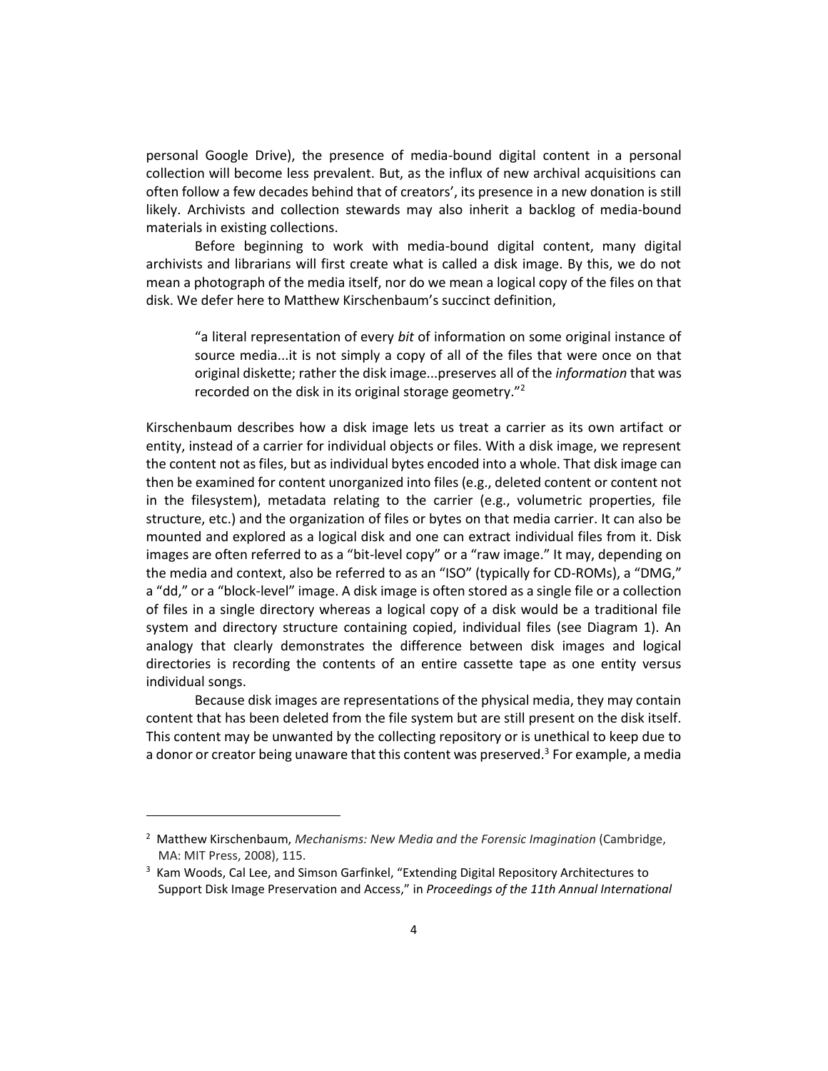personal Google Drive), the presence of media-bound digital content in a personal collection will become less prevalent. But, as the influx of new archival acquisitions can often follow a few decades behind that of creators', its presence in a new donation is still likely. Archivists and collection stewards may also inherit a backlog of media-bound materials in existing collections.

Before beginning to work with media-bound digital content, many digital archivists and librarians will first create what is called a disk image. By this, we do not mean a photograph of the media itself, nor do we mean a logical copy of the files on that disk. We defer here to Matthew Kirschenbaum's succinct definition,

> "a literal representation of every *bit* of information on some original instance of source media...it is not simply a copy of all of the files that were once on that original diskette; rather the disk image...preserves all of the *information* that was recorded on the disk in its original storage geometry."[2]

Kirschenbaum describes how a disk image lets us treat a carrier as its own artifact or entity, instead of a carrier for individual objects or files. With a disk image, we represent the content not as files, but as individual bytes encoded into a whole. That disk image can then be examined for content unorganized into files (e.g., deleted content or content not in the filesystem), metadata relating to the carrier (e.g., volumetric properties, file structure, etc.) and the organization of files or bytes on that media carrier. It can also be mounted and explored as a logical disk and one can extract individual files from it. Disk images are often referred to as a "bit-level copy" or a "raw image." It may, depending on the media and context, also be referred to as an "ISO" (typically for CD-ROMs), a "DMG," a "dd," or a "block-level" image. A disk image is often stored as a single file or a collection of files in a single directory whereas a logical copy of a disk would be a traditional file system and directory structure containing copied, individual files (see Diagram 1). An analogy that clearly demonstrates the difference between disk images and logical directories is recording the contents of an entire cassette tape as one entity versus individual songs.

Because disk images are representations of the physical media, they may contain content that has been deleted from the file system but are still present on the disk itself. This content may be unwanted by the collecting repository or is unethical to keep due to a donor or creator being unaware that this content was preserved.[3] For example, a media

---

[2] Matthew Kirschenbaum, *Mechanisms: New Media and the Forensic Imagination* (Cambridge, MA: MIT Press, 2008), 115.

[3] Kam Woods, Cal Lee, and Simson Garfinkel, "Extending Digital Repository Architectures to Support Disk Image Preservation and Access," in *Proceedings of the 11th Annual International*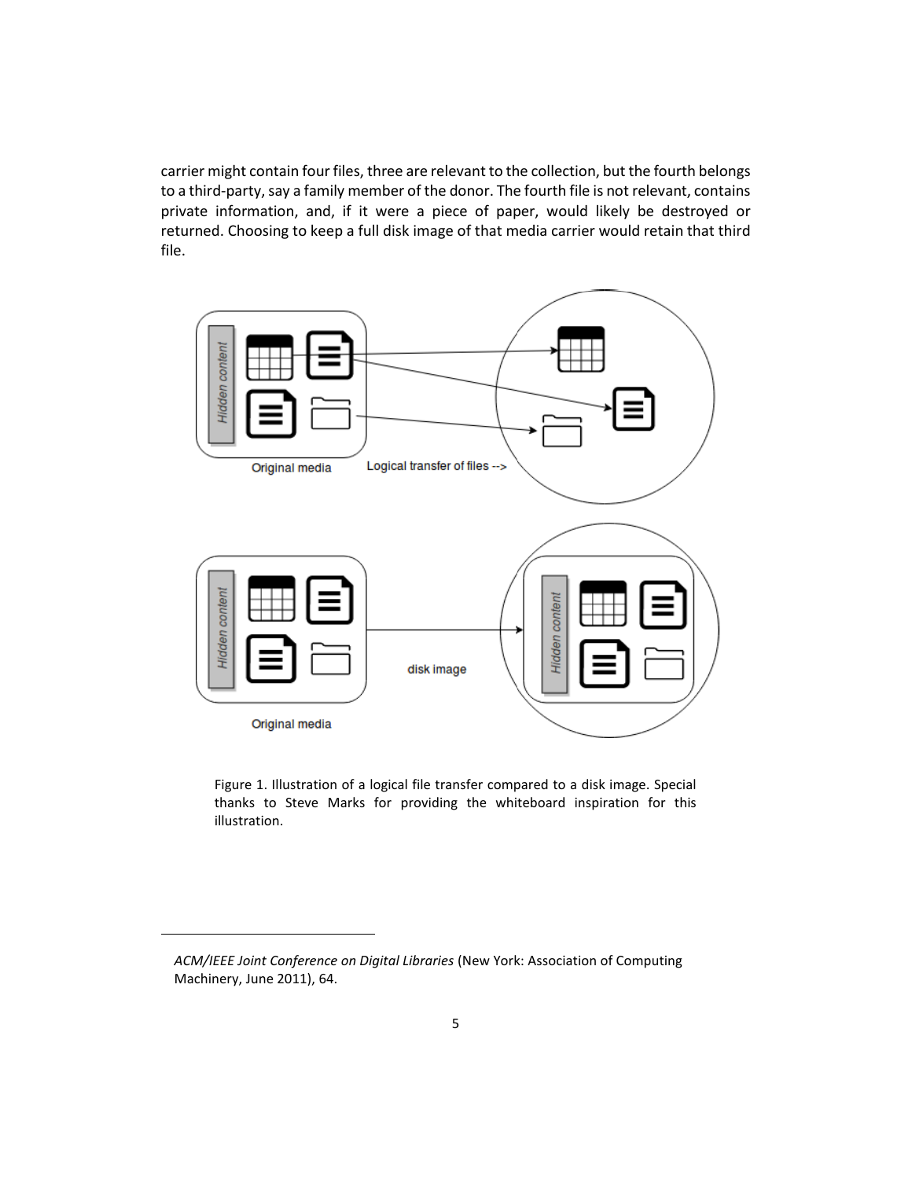carrier might contain four files, three are relevant to the collection, but the fourth belongs to a third-party, say a family member of the donor. The fourth file is not relevant, contains private information, and, if it were a piece of paper, would likely be destroyed or returned. Choosing to keep a full disk image of that media carrier would retain that third file.

Figure 1. Illustration of a logical file transfer compared to a disk image. Special thanks to Steve Marks for providing the whiteboard inspiration for this illustration.

*ACM/IEEE Joint Conference on Digital Libraries* (New York: Association of Computing Machinery, June 2011), 64.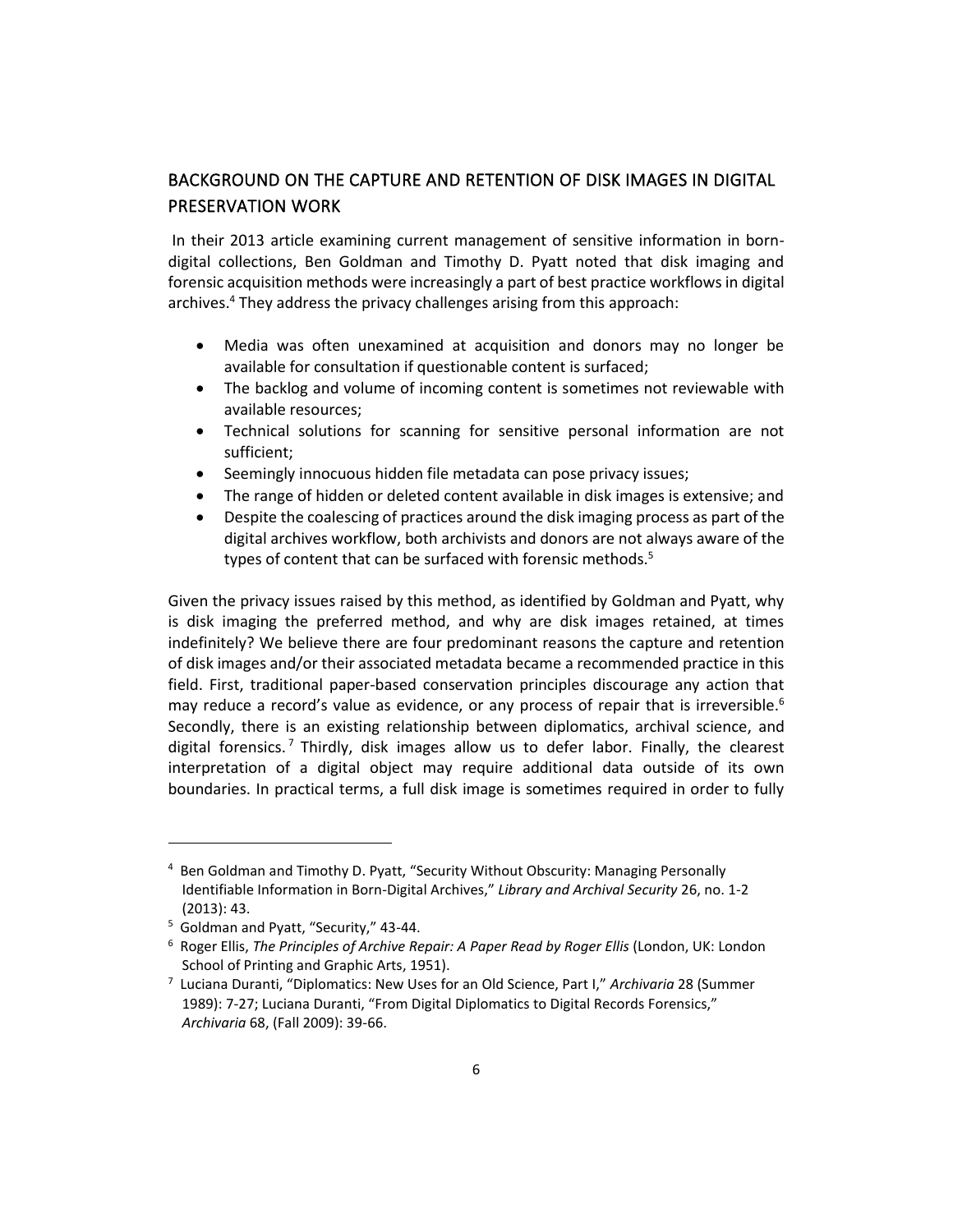## BACKGROUND ON THE CAPTURE AND RETENTION OF DISK IMAGES IN DIGITAL PRESERVATION WORK

In their 2013 article examining current management of sensitive information in born-digital collections, Ben Goldman and Timothy D. Pyatt noted that disk imaging and forensic acquisition methods were increasingly a part of best practice workflows in digital archives.[4] They address the privacy challenges arising from this approach:

- Media was often unexamined at acquisition and donors may no longer be available for consultation if questionable content is surfaced;
- The backlog and volume of incoming content is sometimes not reviewable with available resources;
- Technical solutions for scanning for sensitive personal information are not sufficient;
- Seemingly innocuous hidden file metadata can pose privacy issues;
- The range of hidden or deleted content available in disk images is extensive; and
- Despite the coalescing of practices around the disk imaging process as part of the digital archives workflow, both archivists and donors are not always aware of the types of content that can be surfaced with forensic methods.[5]

Given the privacy issues raised by this method, as identified by Goldman and Pyatt, why is disk imaging the preferred method, and why are disk images retained, at times indefinitely? We believe there are four predominant reasons the capture and retention of disk images and/or their associated metadata became a recommended practice in this field. First, traditional paper-based conservation principles discourage any action that may reduce a record's value as evidence, or any process of repair that is irreversible.[6] Secondly, there is an existing relationship between diplomatics, archival science, and digital forensics.[7] Thirdly, disk images allow us to defer labor. Finally, the clearest interpretation of a digital object may require additional data outside of its own boundaries. In practical terms, a full disk image is sometimes required in order to fully

---

[4] Ben Goldman and Timothy D. Pyatt, "Security Without Obscurity: Managing Personally Identifiable Information in Born-Digital Archives," *Library and Archival Security* 26, no. 1-2 (2013): 43.

[5] Goldman and Pyatt, "Security," 43-44.

[6] Roger Ellis, *The Principles of Archive Repair: A Paper Read by Roger Ellis* (London, UK: London School of Printing and Graphic Arts, 1951).

[7] Luciana Duranti, "Diplomatics: New Uses for an Old Science, Part I," *Archivaria* 28 (Summer 1989): 7-27; Luciana Duranti, "From Digital Diplomatics to Digital Records Forensics," *Archivaria* 68, (Fall 2009): 39-66.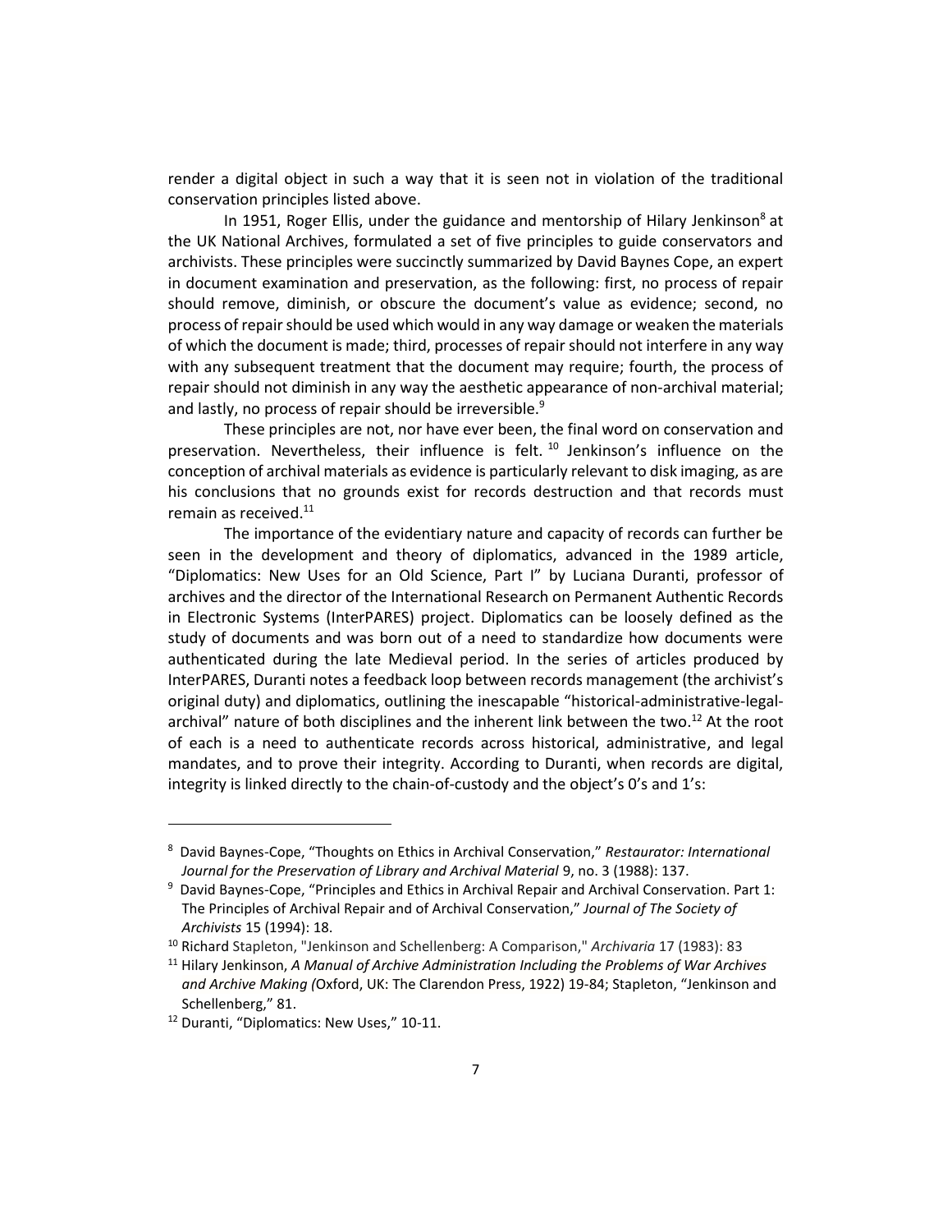render a digital object in such a way that it is seen not in violation of the traditional conservation principles listed above.

In 1951, Roger Ellis, under the guidance and mentorship of Hilary Jenkinson[8] at the UK National Archives, formulated a set of five principles to guide conservators and archivists. These principles were succinctly summarized by David Baynes Cope, an expert in document examination and preservation, as the following: first, no process of repair should remove, diminish, or obscure the document's value as evidence; second, no process of repair should be used which would in any way damage or weaken the materials of which the document is made; third, processes of repair should not interfere in any way with any subsequent treatment that the document may require; fourth, the process of repair should not diminish in any way the aesthetic appearance of non-archival material; and lastly, no process of repair should be irreversible.[9]

These principles are not, nor have ever been, the final word on conservation and preservation. Nevertheless, their influence is felt.[10] Jenkinson's influence on the conception of archival materials as evidence is particularly relevant to disk imaging, as are his conclusions that no grounds exist for records destruction and that records must remain as received.[11]

The importance of the evidentiary nature and capacity of records can further be seen in the development and theory of diplomatics, advanced in the 1989 article, "Diplomatics: New Uses for an Old Science, Part I" by Luciana Duranti, professor of archives and the director of the International Research on Permanent Authentic Records in Electronic Systems (InterPARES) project. Diplomatics can be loosely defined as the study of documents and was born out of a need to standardize how documents were authenticated during the late Medieval period. In the series of articles produced by InterPARES, Duranti notes a feedback loop between records management (the archivist's original duty) and diplomatics, outlining the inescapable "historical-administrative-legal-archival" nature of both disciplines and the inherent link between the two.[12] At the root of each is a need to authenticate records across historical, administrative, and legal mandates, and to prove their integrity. According to Duranti, when records are digital, integrity is linked directly to the chain-of-custody and the object's 0's and 1's:

---

[8] David Baynes-Cope, "Thoughts on Ethics in Archival Conservation," *Restaurator: International Journal for the Preservation of Library and Archival Material* 9, no. 3 (1988): 137.

[9] David Baynes-Cope, "Principles and Ethics in Archival Repair and Archival Conservation. Part 1: The Principles of Archival Repair and of Archival Conservation," *Journal of The Society of Archivists* 15 (1994): 18.

[10] Richard Stapleton, "Jenkinson and Schellenberg: A Comparison," *Archivaria* 17 (1983): 83

[11] Hilary Jenkinson, *A Manual of Archive Administration Including the Problems of War Archives and Archive Making (*Oxford, UK: The Clarendon Press, 1922) 19-84; Stapleton, "Jenkinson and Schellenberg," 81.

[12] Duranti, "Diplomatics: New Uses," 10-11.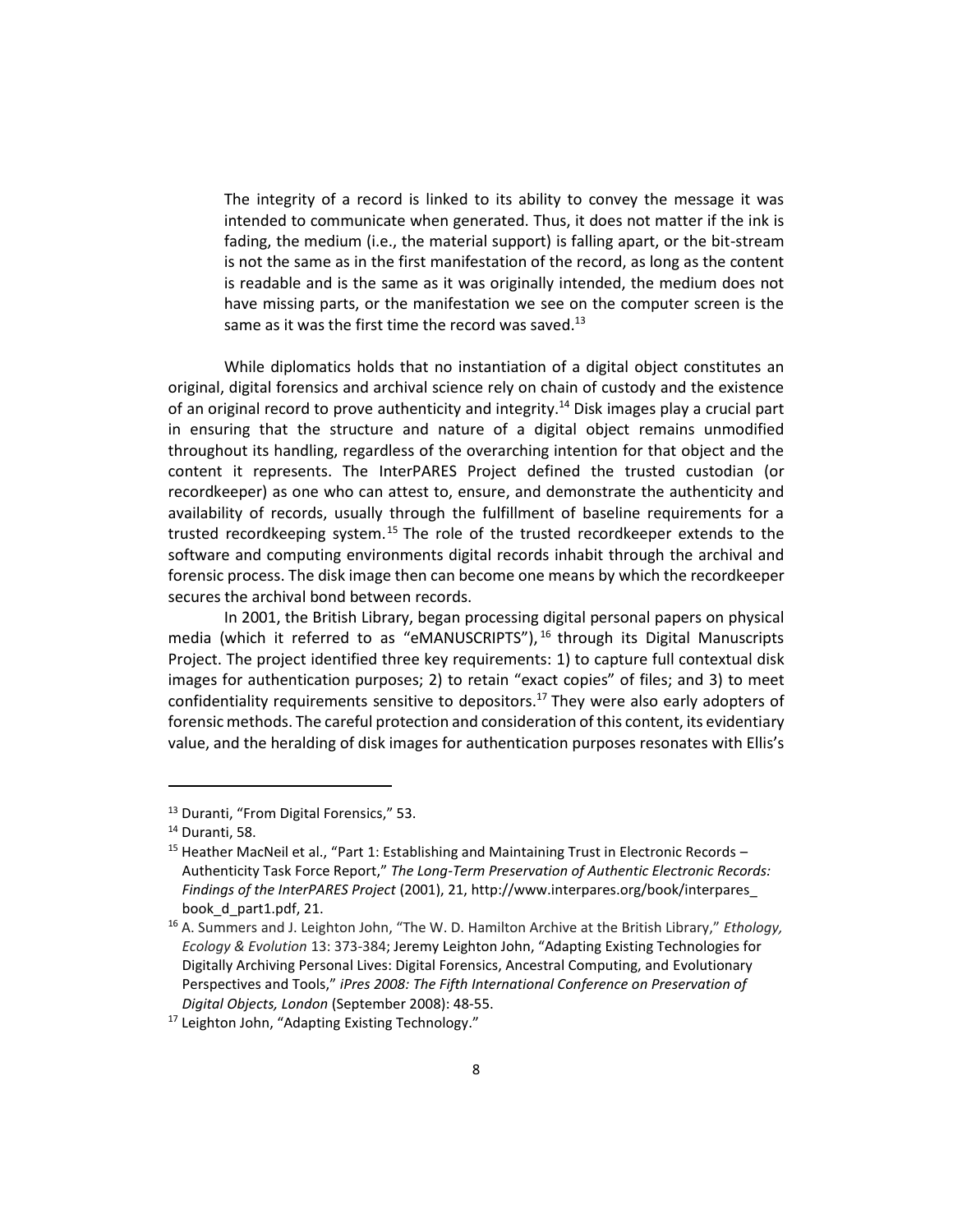> The integrity of a record is linked to its ability to convey the message it was intended to communicate when generated. Thus, it does not matter if the ink is fading, the medium (i.e., the material support) is falling apart, or the bit-stream is not the same as in the first manifestation of the record, as long as the content is readable and is the same as it was originally intended, the medium does not have missing parts, or the manifestation we see on the computer screen is the same as it was the first time the record was saved.[13]

While diplomatics holds that no instantiation of a digital object constitutes an original, digital forensics and archival science rely on chain of custody and the existence of an original record to prove authenticity and integrity.[14] Disk images play a crucial part in ensuring that the structure and nature of a digital object remains unmodified throughout its handling, regardless of the overarching intention for that object and the content it represents. The InterPARES Project defined the trusted custodian (or recordkeeper) as one who can attest to, ensure, and demonstrate the authenticity and availability of records, usually through the fulfillment of baseline requirements for a trusted recordkeeping system.[15] The role of the trusted recordkeeper extends to the software and computing environments digital records inhabit through the archival and forensic process. The disk image then can become one means by which the recordkeeper secures the archival bond between records.

In 2001, the British Library, began processing digital personal papers on physical media (which it referred to as "eMANUSCRIPTS"),[16] through its Digital Manuscripts Project. The project identified three key requirements: 1) to capture full contextual disk images for authentication purposes; 2) to retain "exact copies" of files; and 3) to meet confidentiality requirements sensitive to depositors.[17] They were also early adopters of forensic methods. The careful protection and consideration of this content, its evidentiary value, and the heralding of disk images for authentication purposes resonates with Ellis's

---

[13] Duranti, "From Digital Forensics," 53.

[14] Duranti, 58.

[15] Heather MacNeil et al., "Part 1: Establishing and Maintaining Trust in Electronic Records – Authenticity Task Force Report," *The Long-Term Preservation of Authentic Electronic Records: Findings of the InterPARES Project* (2001), 21, http://www.interpares.org/book/interpares_book_d_part1.pdf, 21.

[16] A. Summers and J. Leighton John, "The W. D. Hamilton Archive at the British Library," *Ethology, Ecology & Evolution* 13: 373-384; Jeremy Leighton John, "Adapting Existing Technologies for Digitally Archiving Personal Lives: Digital Forensics, Ancestral Computing, and Evolutionary Perspectives and Tools," *iPres 2008: The Fifth International Conference on Preservation of Digital Objects, London* (September 2008): 48-55.

[17] Leighton John, "Adapting Existing Technology."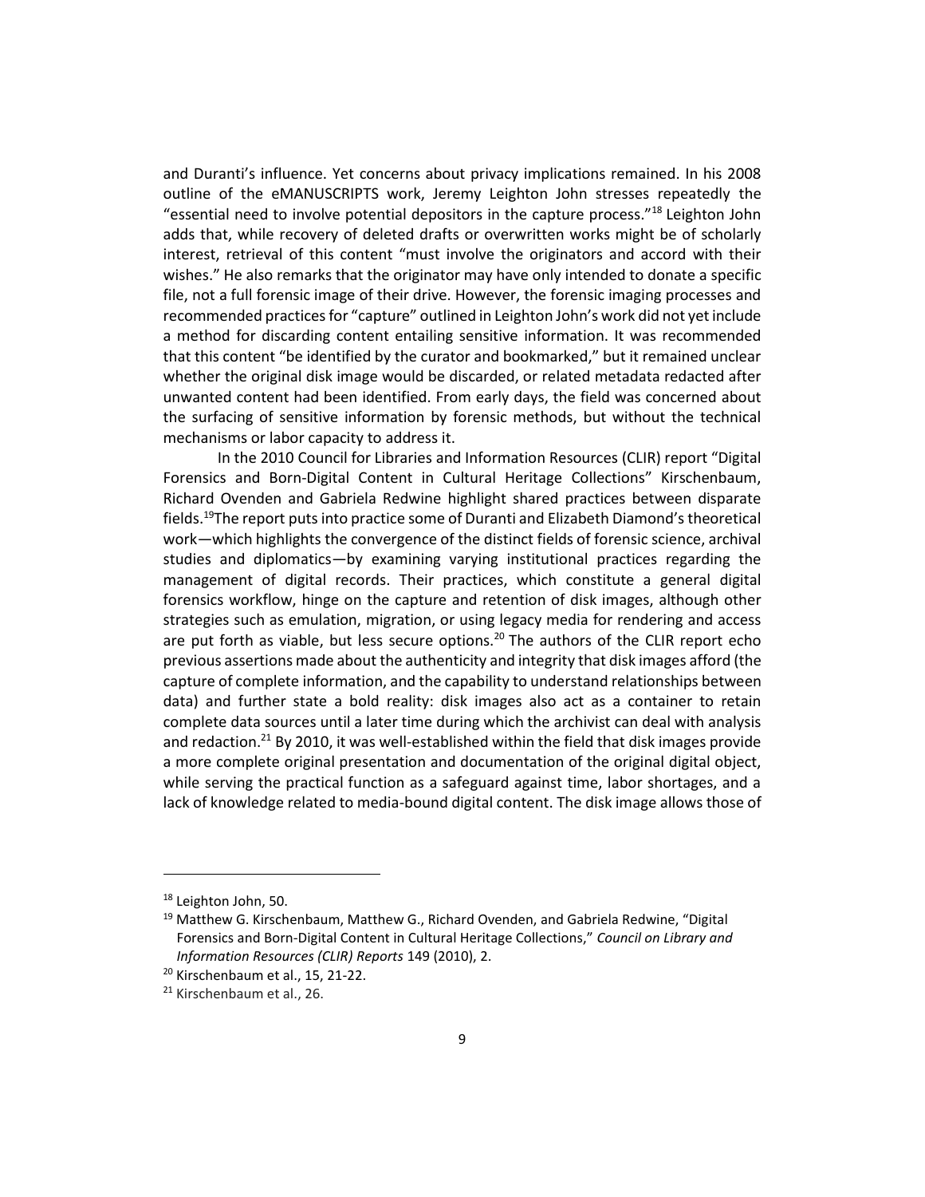and Duranti's influence. Yet concerns about privacy implications remained. In his 2008 outline of the eMANUSCRIPTS work, Jeremy Leighton John stresses repeatedly the "essential need to involve potential depositors in the capture process."[18] Leighton John adds that, while recovery of deleted drafts or overwritten works might be of scholarly interest, retrieval of this content "must involve the originators and accord with their wishes." He also remarks that the originator may have only intended to donate a specific file, not a full forensic image of their drive. However, the forensic imaging processes and recommended practices for "capture" outlined in Leighton John's work did not yet include a method for discarding content entailing sensitive information. It was recommended that this content "be identified by the curator and bookmarked," but it remained unclear whether the original disk image would be discarded, or related metadata redacted after unwanted content had been identified. From early days, the field was concerned about the surfacing of sensitive information by forensic methods, but without the technical mechanisms or labor capacity to address it.

In the 2010 Council for Libraries and Information Resources (CLIR) report "Digital Forensics and Born-Digital Content in Cultural Heritage Collections" Kirschenbaum, Richard Ovenden and Gabriela Redwine highlight shared practices between disparate fields.[19]The report puts into practice some of Duranti and Elizabeth Diamond's theoretical work—which highlights the convergence of the distinct fields of forensic science, archival studies and diplomatics—by examining varying institutional practices regarding the management of digital records. Their practices, which constitute a general digital forensics workflow, hinge on the capture and retention of disk images, although other strategies such as emulation, migration, or using legacy media for rendering and access are put forth as viable, but less secure options.[20] The authors of the CLIR report echo previous assertions made about the authenticity and integrity that disk images afford (the capture of complete information, and the capability to understand relationships between data) and further state a bold reality: disk images also act as a container to retain complete data sources until a later time during which the archivist can deal with analysis and redaction.[21] By 2010, it was well-established within the field that disk images provide a more complete original presentation and documentation of the original digital object, while serving the practical function as a safeguard against time, labor shortages, and a lack of knowledge related to media-bound digital content. The disk image allows those of

---

[18] Leighton John, 50.

[19] Matthew G. Kirschenbaum, Matthew G., Richard Ovenden, and Gabriela Redwine, "Digital Forensics and Born-Digital Content in Cultural Heritage Collections," *Council on Library and Information Resources (CLIR) Reports* 149 (2010), 2.

[20] Kirschenbaum et al., 15, 21-22.

[21] Kirschenbaum et al., 26.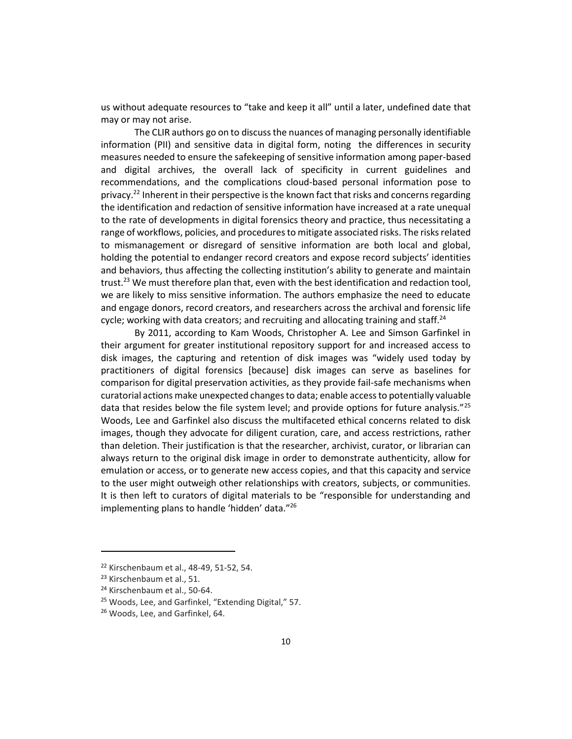us without adequate resources to "take and keep it all" until a later, undefined date that may or may not arise.

The CLIR authors go on to discuss the nuances of managing personally identifiable information (PII) and sensitive data in digital form, noting the differences in security measures needed to ensure the safekeeping of sensitive information among paper-based and digital archives, the overall lack of specificity in current guidelines and recommendations, and the complications cloud-based personal information pose to privacy.[22] Inherent in their perspective is the known fact that risks and concerns regarding the identification and redaction of sensitive information have increased at a rate unequal to the rate of developments in digital forensics theory and practice, thus necessitating a range of workflows, policies, and procedures to mitigate associated risks. The risks related to mismanagement or disregard of sensitive information are both local and global, holding the potential to endanger record creators and expose record subjects' identities and behaviors, thus affecting the collecting institution's ability to generate and maintain trust.[23] We must therefore plan that, even with the best identification and redaction tool, we are likely to miss sensitive information. The authors emphasize the need to educate and engage donors, record creators, and researchers across the archival and forensic life cycle; working with data creators; and recruiting and allocating training and staff.[24]

By 2011, according to Kam Woods, Christopher A. Lee and Simson Garfinkel in their argument for greater institutional repository support for and increased access to disk images, the capturing and retention of disk images was "widely used today by practitioners of digital forensics [because] disk images can serve as baselines for comparison for digital preservation activities, as they provide fail-safe mechanisms when curatorial actions make unexpected changes to data; enable access to potentially valuable data that resides below the file system level; and provide options for future analysis."[25] Woods, Lee and Garfinkel also discuss the multifaceted ethical concerns related to disk images, though they advocate for diligent curation, care, and access restrictions, rather than deletion. Their justification is that the researcher, archivist, curator, or librarian can always return to the original disk image in order to demonstrate authenticity, allow for emulation or access, or to generate new access copies, and that this capacity and service to the user might outweigh other relationships with creators, subjects, or communities. It is then left to curators of digital materials to be "responsible for understanding and implementing plans to handle 'hidden' data."[26]

---

[22] Kirschenbaum et al., 48-49, 51-52, 54.

[23] Kirschenbaum et al., 51.

[24] Kirschenbaum et al., 50-64.

[25] Woods, Lee, and Garfinkel, "Extending Digital," 57.

[26] Woods, Lee, and Garfinkel, 64.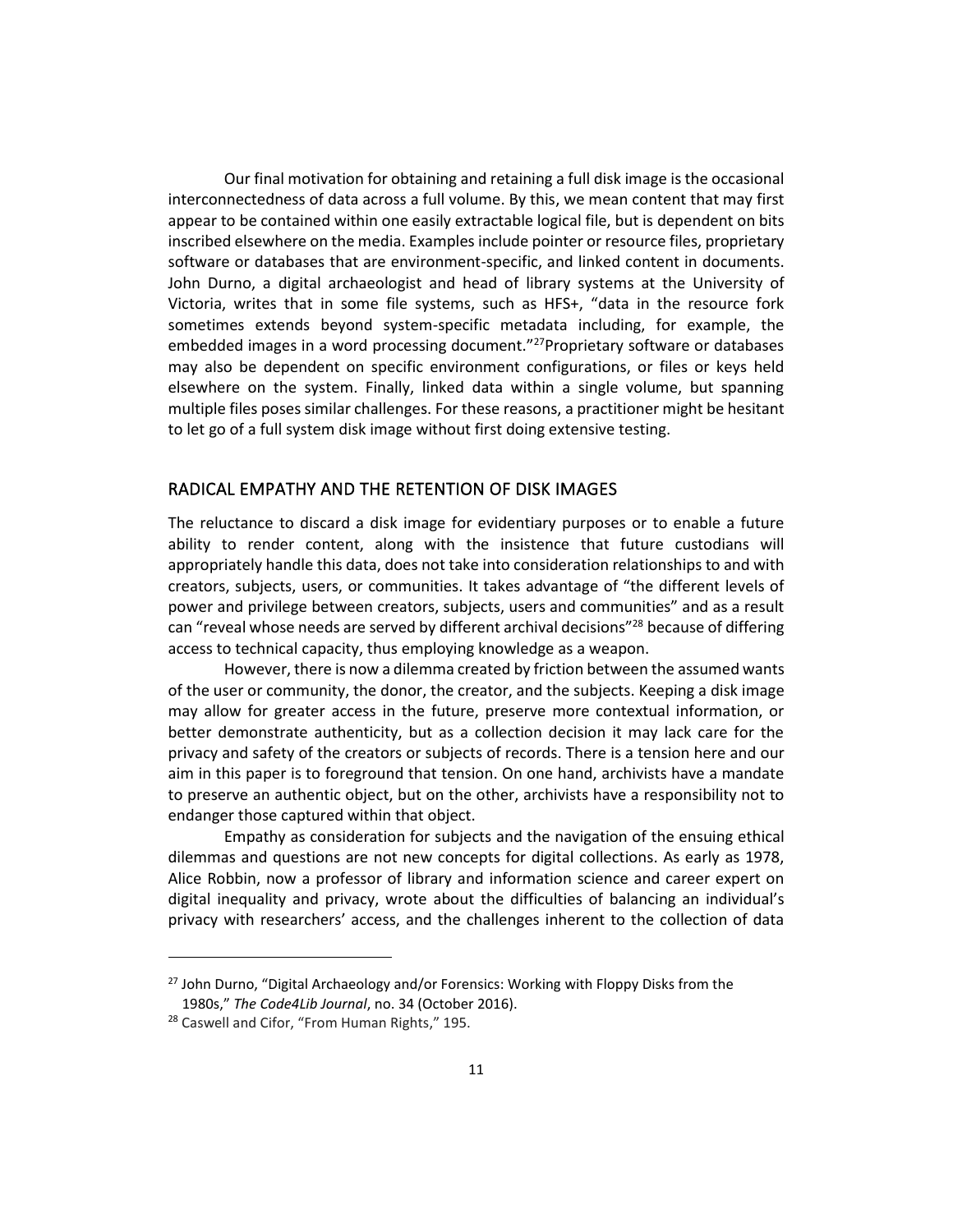Our final motivation for obtaining and retaining a full disk image is the occasional interconnectedness of data across a full volume. By this, we mean content that may first appear to be contained within one easily extractable logical file, but is dependent on bits inscribed elsewhere on the media. Examples include pointer or resource files, proprietary software or databases that are environment-specific, and linked content in documents. John Durno, a digital archaeologist and head of library systems at the University of Victoria, writes that in some file systems, such as HFS+, "data in the resource fork sometimes extends beyond system-specific metadata including, for example, the embedded images in a word processing document."[27] Proprietary software or databases may also be dependent on specific environment configurations, or files or keys held elsewhere on the system. Finally, linked data within a single volume, but spanning multiple files poses similar challenges. For these reasons, a practitioner might be hesitant to let go of a full system disk image without first doing extensive testing.

## RADICAL EMPATHY AND THE RETENTION OF DISK IMAGES

The reluctance to discard a disk image for evidentiary purposes or to enable a future ability to render content, along with the insistence that future custodians will appropriately handle this data, does not take into consideration relationships to and with creators, subjects, users, or communities. It takes advantage of "the different levels of power and privilege between creators, subjects, users and communities" and as a result can "reveal whose needs are served by different archival decisions"[28] because of differing access to technical capacity, thus employing knowledge as a weapon.

However, there is now a dilemma created by friction between the assumed wants of the user or community, the donor, the creator, and the subjects. Keeping a disk image may allow for greater access in the future, preserve more contextual information, or better demonstrate authenticity, but as a collection decision it may lack care for the privacy and safety of the creators or subjects of records. There is a tension here and our aim in this paper is to foreground that tension. On one hand, archivists have a mandate to preserve an authentic object, but on the other, archivists have a responsibility not to endanger those captured within that object.

Empathy as consideration for subjects and the navigation of the ensuing ethical dilemmas and questions are not new concepts for digital collections. As early as 1978, Alice Robbin, now a professor of library and information science and career expert on digital inequality and privacy, wrote about the difficulties of balancing an individual's privacy with researchers' access, and the challenges inherent to the collection of data

---

[27] John Durno, "Digital Archaeology and/or Forensics: Working with Floppy Disks from the 1980s," *The Code4Lib Journal*, no. 34 (October 2016).

[28] Caswell and Cifor, "From Human Rights," 195.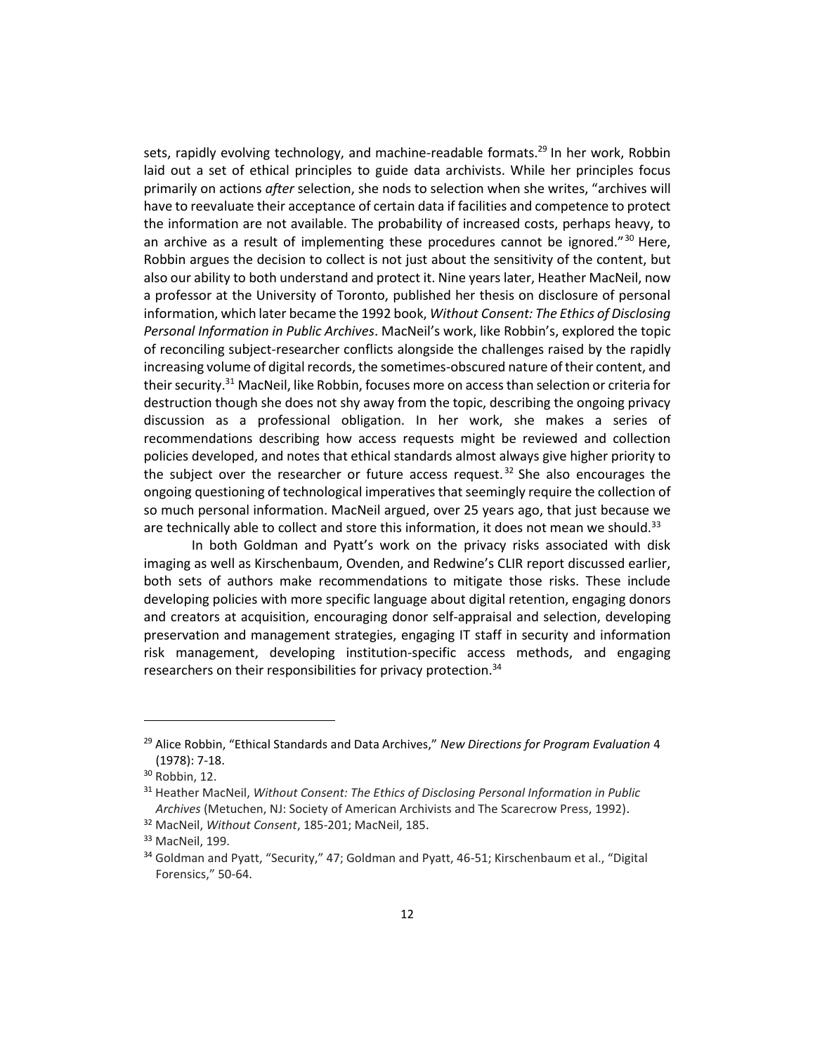sets, rapidly evolving technology, and machine-readable formats.[29] In her work, Robbin laid out a set of ethical principles to guide data archivists. While her principles focus primarily on actions *after* selection, she nods to selection when she writes, "archives will have to reevaluate their acceptance of certain data if facilities and competence to protect the information are not available. The probability of increased costs, perhaps heavy, to an archive as a result of implementing these procedures cannot be ignored."[30] Here, Robbin argues the decision to collect is not just about the sensitivity of the content, but also our ability to both understand and protect it. Nine years later, Heather MacNeil, now a professor at the University of Toronto, published her thesis on disclosure of personal information, which later became the 1992 book, *Without Consent: The Ethics of Disclosing Personal Information in Public Archives*. MacNeil's work, like Robbin's, explored the topic of reconciling subject-researcher conflicts alongside the challenges raised by the rapidly increasing volume of digital records, the sometimes-obscured nature of their content, and their security.[31] MacNeil, like Robbin, focuses more on access than selection or criteria for destruction though she does not shy away from the topic, describing the ongoing privacy discussion as a professional obligation. In her work, she makes a series of recommendations describing how access requests might be reviewed and collection policies developed, and notes that ethical standards almost always give higher priority to the subject over the researcher or future access request.[32] She also encourages the ongoing questioning of technological imperatives that seemingly require the collection of so much personal information. MacNeil argued, over 25 years ago, that just because we are technically able to collect and store this information, it does not mean we should.[33]

In both Goldman and Pyatt's work on the privacy risks associated with disk imaging as well as Kirschenbaum, Ovenden, and Redwine's CLIR report discussed earlier, both sets of authors make recommendations to mitigate those risks. These include developing policies with more specific language about digital retention, engaging donors and creators at acquisition, encouraging donor self-appraisal and selection, developing preservation and management strategies, engaging IT staff in security and information risk management, developing institution-specific access methods, and engaging researchers on their responsibilities for privacy protection.[34]

---

[29] Alice Robbin, "Ethical Standards and Data Archives," *New Directions for Program Evaluation* 4 (1978): 7-18.

[30] Robbin, 12.

[31] Heather MacNeil, *Without Consent: The Ethics of Disclosing Personal Information in Public Archives* (Metuchen, NJ: Society of American Archivists and The Scarecrow Press, 1992).

[32] MacNeil, *Without Consent*, 185-201; MacNeil, 185.

[33] MacNeil, 199.

[34] Goldman and Pyatt, "Security," 47; Goldman and Pyatt, 46-51; Kirschenbaum et al., "Digital Forensics," 50-64.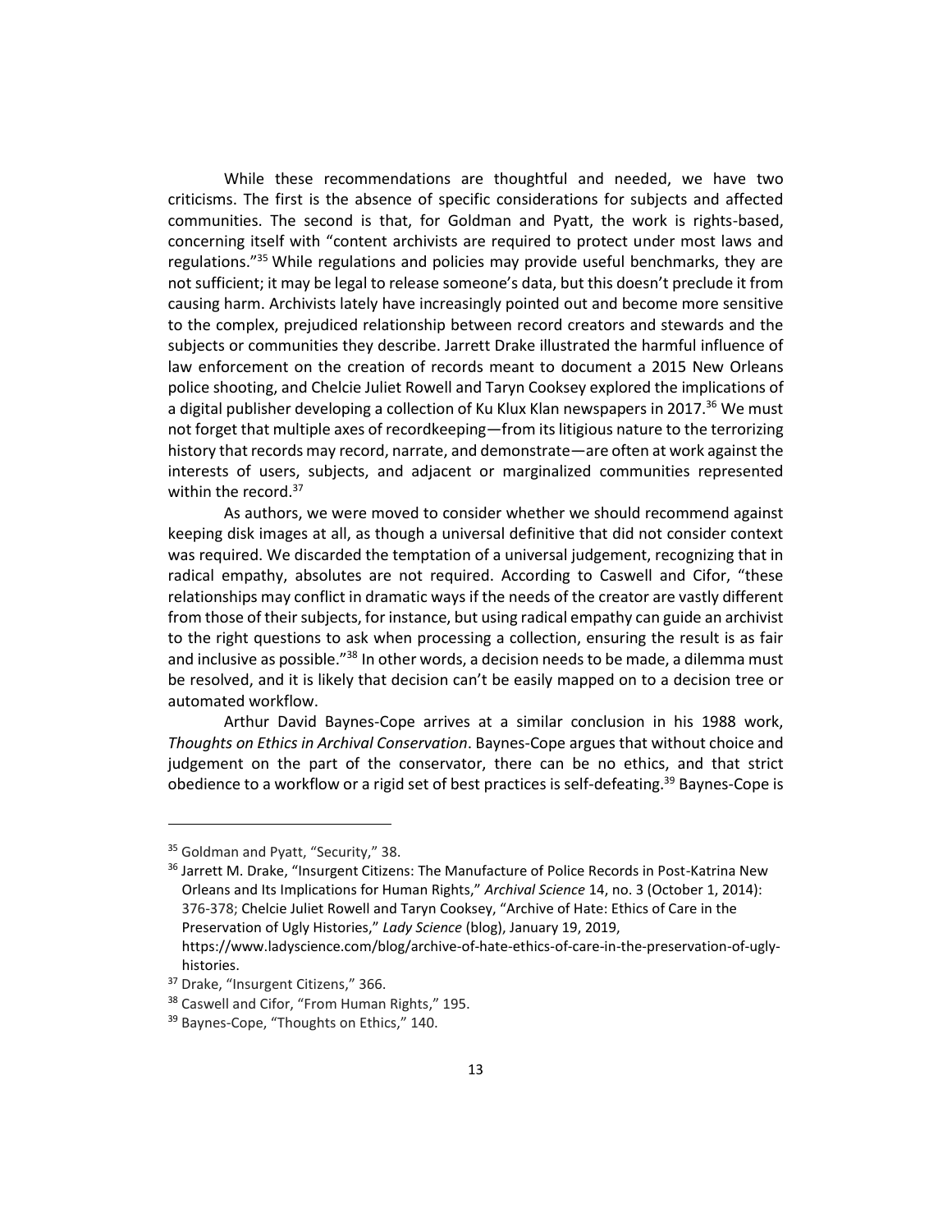While these recommendations are thoughtful and needed, we have two criticisms. The first is the absence of specific considerations for subjects and affected communities. The second is that, for Goldman and Pyatt, the work is rights-based, concerning itself with "content archivists are required to protect under most laws and regulations."[35] While regulations and policies may provide useful benchmarks, they are not sufficient; it may be legal to release someone's data, but this doesn't preclude it from causing harm. Archivists lately have increasingly pointed out and become more sensitive to the complex, prejudiced relationship between record creators and stewards and the subjects or communities they describe. Jarrett Drake illustrated the harmful influence of law enforcement on the creation of records meant to document a 2015 New Orleans police shooting, and Chelcie Juliet Rowell and Taryn Cooksey explored the implications of a digital publisher developing a collection of Ku Klux Klan newspapers in 2017.[36] We must not forget that multiple axes of recordkeeping—from its litigious nature to the terrorizing history that records may record, narrate, and demonstrate—are often at work against the interests of users, subjects, and adjacent or marginalized communities represented within the record.[37]

As authors, we were moved to consider whether we should recommend against keeping disk images at all, as though a universal definitive that did not consider context was required. We discarded the temptation of a universal judgement, recognizing that in radical empathy, absolutes are not required. According to Caswell and Cifor, "these relationships may conflict in dramatic ways if the needs of the creator are vastly different from those of their subjects, for instance, but using radical empathy can guide an archivist to the right questions to ask when processing a collection, ensuring the result is as fair and inclusive as possible."[38] In other words, a decision needs to be made, a dilemma must be resolved, and it is likely that decision can't be easily mapped on to a decision tree or automated workflow.

Arthur David Baynes-Cope arrives at a similar conclusion in his 1988 work, *Thoughts on Ethics in Archival Conservation*. Baynes-Cope argues that without choice and judgement on the part of the conservator, there can be no ethics, and that strict obedience to a workflow or a rigid set of best practices is self-defeating.[39] Baynes-Cope is

---

[35] Goldman and Pyatt, "Security," 38.

[36] Jarrett M. Drake, "Insurgent Citizens: The Manufacture of Police Records in Post-Katrina New Orleans and Its Implications for Human Rights," *Archival Science* 14, no. 3 (October 1, 2014): 376-378; Chelcie Juliet Rowell and Taryn Cooksey, "Archive of Hate: Ethics of Care in the Preservation of Ugly Histories," *Lady Science* (blog), January 19, 2019, https://www.ladyscience.com/blog/archive-of-hate-ethics-of-care-in-the-preservation-of-ugly-histories.

[37] Drake, "Insurgent Citizens," 366.

[38] Caswell and Cifor, "From Human Rights," 195.

[39] Baynes-Cope, "Thoughts on Ethics," 140.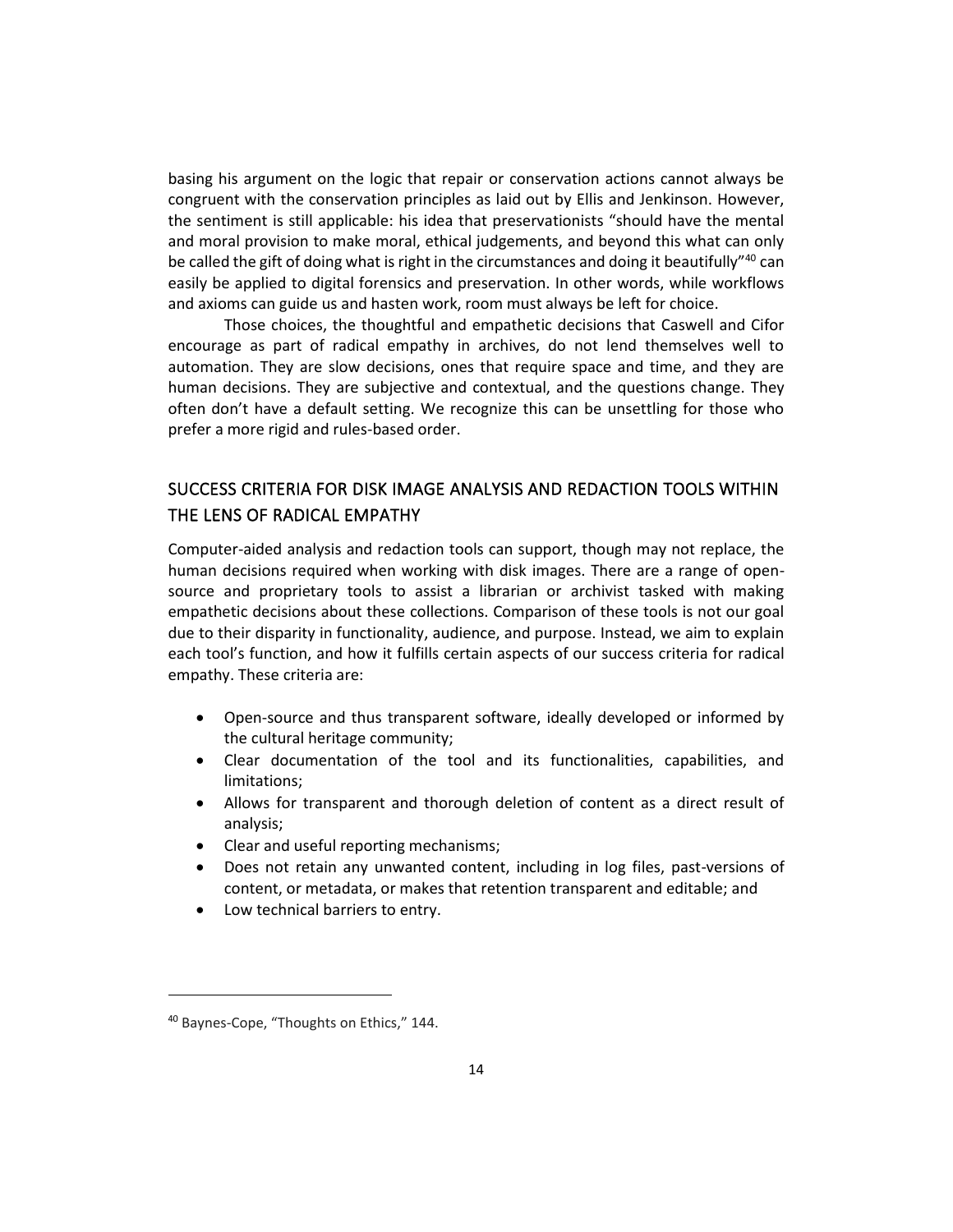basing his argument on the logic that repair or conservation actions cannot always be congruent with the conservation principles as laid out by Ellis and Jenkinson. However, the sentiment is still applicable: his idea that preservationists "should have the mental and moral provision to make moral, ethical judgements, and beyond this what can only be called the gift of doing what is right in the circumstances and doing it beautifully"[40] can easily be applied to digital forensics and preservation. In other words, while workflows and axioms can guide us and hasten work, room must always be left for choice.

Those choices, the thoughtful and empathetic decisions that Caswell and Cifor encourage as part of radical empathy in archives, do not lend themselves well to automation. They are slow decisions, ones that require space and time, and they are human decisions. They are subjective and contextual, and the questions change. They often don't have a default setting. We recognize this can be unsettling for those who prefer a more rigid and rules-based order.

## SUCCESS CRITERIA FOR DISK IMAGE ANALYSIS AND REDACTION TOOLS WITHIN THE LENS OF RADICAL EMPATHY

Computer-aided analysis and redaction tools can support, though may not replace, the human decisions required when working with disk images. There are a range of open-source and proprietary tools to assist a librarian or archivist tasked with making empathetic decisions about these collections. Comparison of these tools is not our goal due to their disparity in functionality, audience, and purpose. Instead, we aim to explain each tool's function, and how it fulfills certain aspects of our success criteria for radical empathy. These criteria are:

- Open-source and thus transparent software, ideally developed or informed by the cultural heritage community;
- Clear documentation of the tool and its functionalities, capabilities, and limitations;
- Allows for transparent and thorough deletion of content as a direct result of analysis;
- Clear and useful reporting mechanisms;
- Does not retain any unwanted content, including in log files, past-versions of content, or metadata, or makes that retention transparent and editable; and
- Low technical barriers to entry.

---

[40] Baynes-Cope, "Thoughts on Ethics," 144.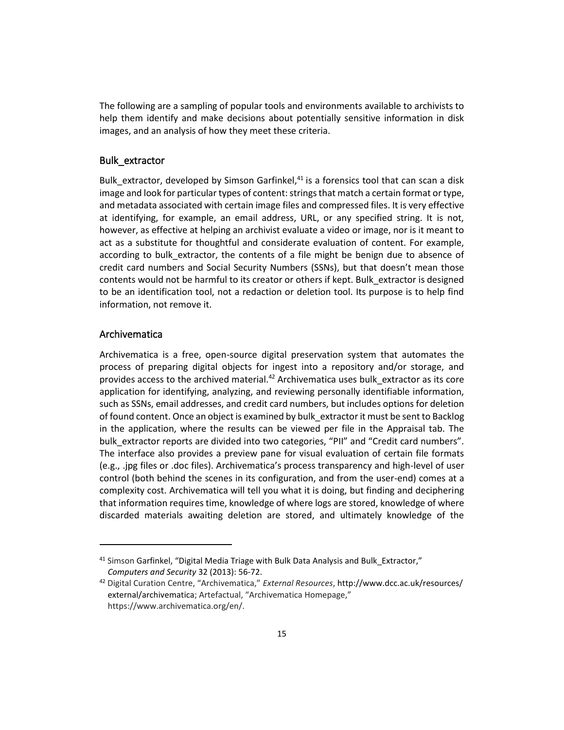The following are a sampling of popular tools and environments available to archivists to help them identify and make decisions about potentially sensitive information in disk images, and an analysis of how they meet these criteria.

## Bulk_extractor

Bulk_extractor, developed by Simson Garfinkel,[41] is a forensics tool that can scan a disk image and look for particular types of content: strings that match a certain format or type, and metadata associated with certain image files and compressed files. It is very effective at identifying, for example, an email address, URL, or any specified string. It is not, however, as effective at helping an archivist evaluate a video or image, nor is it meant to act as a substitute for thoughtful and considerate evaluation of content. For example, according to bulk_extractor, the contents of a file might be benign due to absence of credit card numbers and Social Security Numbers (SSNs), but that doesn't mean those contents would not be harmful to its creator or others if kept. Bulk_extractor is designed to be an identification tool, not a redaction or deletion tool. Its purpose is to help find information, not remove it.

## Archivematica

Archivematica is a free, open-source digital preservation system that automates the process of preparing digital objects for ingest into a repository and/or storage, and provides access to the archived material.[42] Archivematica uses bulk_extractor as its core application for identifying, analyzing, and reviewing personally identifiable information, such as SSNs, email addresses, and credit card numbers, but includes options for deletion of found content. Once an object is examined by bulk_extractor it must be sent to Backlog in the application, where the results can be viewed per file in the Appraisal tab. The bulk_extractor reports are divided into two categories, "PII" and "Credit card numbers". The interface also provides a preview pane for visual evaluation of certain file formats (e.g., .jpg files or .doc files). Archivematica's process transparency and high-level of user control (both behind the scenes in its configuration, and from the user-end) comes at a complexity cost. Archivematica will tell you what it is doing, but finding and deciphering that information requires time, knowledge of where logs are stored, knowledge of where discarded materials awaiting deletion are stored, and ultimately knowledge of the

---

[41] Simson Garfinkel, "Digital Media Triage with Bulk Data Analysis and Bulk_Extractor," *Computers and Security* 32 (2013): 56-72.

[42] Digital Curation Centre, "Archivematica," *External Resources*, http://www.dcc.ac.uk/resources/external/archivematica; Artefactual, "Archivematica Homepage," https://www.archivematica.org/en/.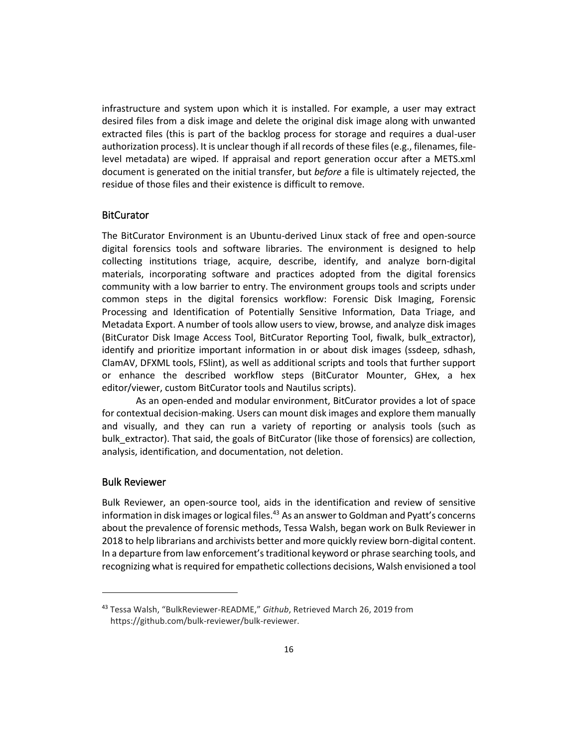infrastructure and system upon which it is installed. For example, a user may extract desired files from a disk image and delete the original disk image along with unwanted extracted files (this is part of the backlog process for storage and requires a dual-user authorization process). It is unclear though if all records of these files (e.g., filenames, file-level metadata) are wiped. If appraisal and report generation occur after a METS.xml document is generated on the initial transfer, but *before* a file is ultimately rejected, the residue of those files and their existence is difficult to remove.

## BitCurator

The BitCurator Environment is an Ubuntu-derived Linux stack of free and open-source digital forensics tools and software libraries. The environment is designed to help collecting institutions triage, acquire, describe, identify, and analyze born-digital materials, incorporating software and practices adopted from the digital forensics community with a low barrier to entry. The environment groups tools and scripts under common steps in the digital forensics workflow: Forensic Disk Imaging, Forensic Processing and Identification of Potentially Sensitive Information, Data Triage, and Metadata Export. A number of tools allow users to view, browse, and analyze disk images (BitCurator Disk Image Access Tool, BitCurator Reporting Tool, fiwalk, bulk_extractor), identify and prioritize important information in or about disk images (ssdeep, sdhash, ClamAV, DFXML tools, FSlint), as well as additional scripts and tools that further support or enhance the described workflow steps (BitCurator Mounter, GHex, a hex editor/viewer, custom BitCurator tools and Nautilus scripts).

As an open-ended and modular environment, BitCurator provides a lot of space for contextual decision-making. Users can mount disk images and explore them manually and visually, and they can run a variety of reporting or analysis tools (such as bulk_extractor). That said, the goals of BitCurator (like those of forensics) are collection, analysis, identification, and documentation, not deletion.

## Bulk Reviewer

Bulk Reviewer, an open-source tool, aids in the identification and review of sensitive information in disk images or logical files.[43] As an answer to Goldman and Pyatt's concerns about the prevalence of forensic methods, Tessa Walsh, began work on Bulk Reviewer in 2018 to help librarians and archivists better and more quickly review born-digital content. In a departure from law enforcement's traditional keyword or phrase searching tools, and recognizing what is required for empathetic collections decisions, Walsh envisioned a tool

---

[43] Tessa Walsh, "BulkReviewer-README," *Github*, Retrieved March 26, 2019 from https://github.com/bulk-reviewer/bulk-reviewer.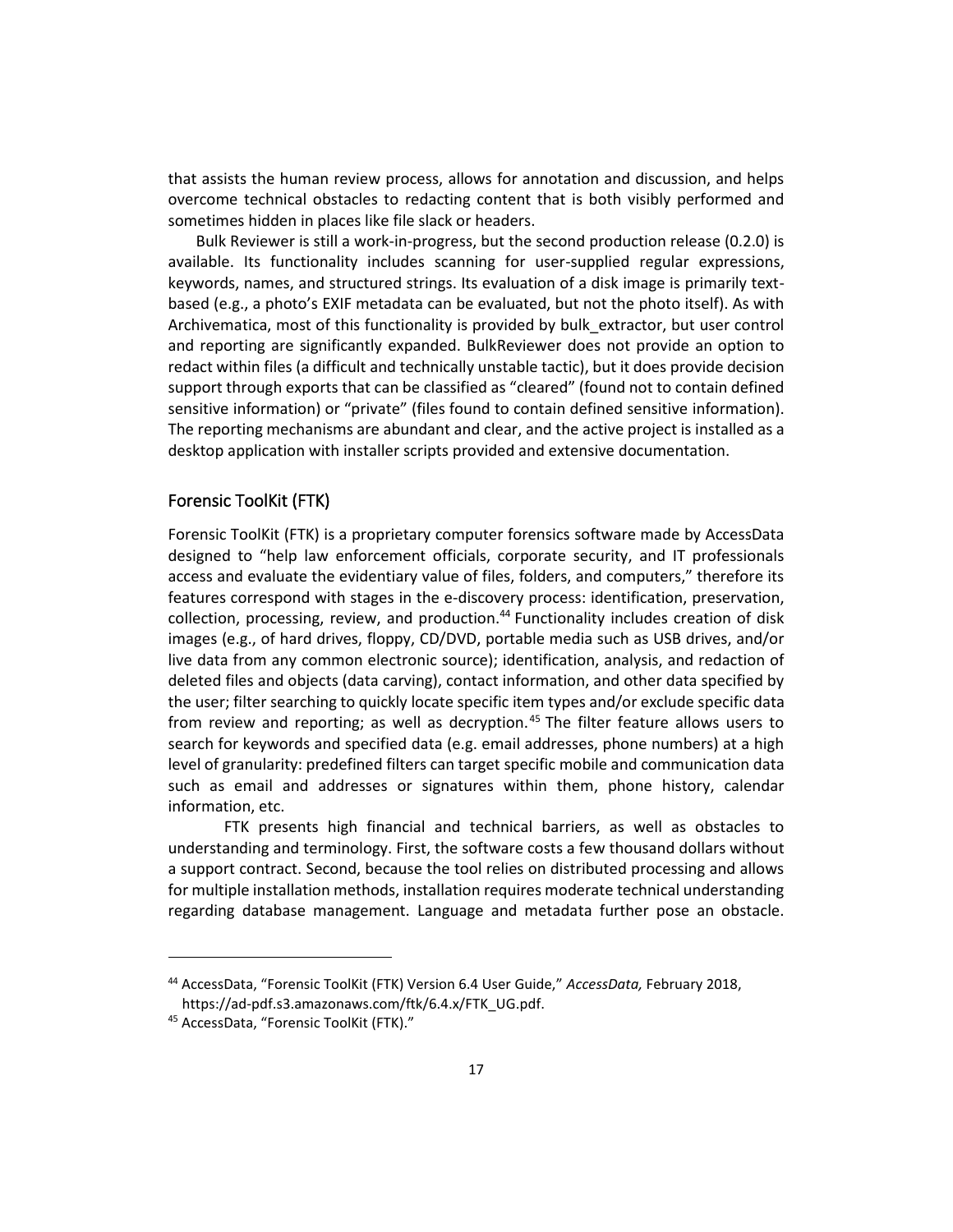that assists the human review process, allows for annotation and discussion, and helps overcome technical obstacles to redacting content that is both visibly performed and sometimes hidden in places like file slack or headers.

Bulk Reviewer is still a work-in-progress, but the second production release (0.2.0) is available. Its functionality includes scanning for user-supplied regular expressions, keywords, names, and structured strings. Its evaluation of a disk image is primarily text-based (e.g., a photo's EXIF metadata can be evaluated, but not the photo itself). As with Archivematica, most of this functionality is provided by bulk_extractor, but user control and reporting are significantly expanded. BulkReviewer does not provide an option to redact within files (a difficult and technically unstable tactic), but it does provide decision support through exports that can be classified as "cleared" (found not to contain defined sensitive information) or "private" (files found to contain defined sensitive information). The reporting mechanisms are abundant and clear, and the active project is installed as a desktop application with installer scripts provided and extensive documentation.

## Forensic ToolKit (FTK)

Forensic ToolKit (FTK) is a proprietary computer forensics software made by AccessData designed to "help law enforcement officials, corporate security, and IT professionals access and evaluate the evidentiary value of files, folders, and computers," therefore its features correspond with stages in the e-discovery process: identification, preservation, collection, processing, review, and production.[44] Functionality includes creation of disk images (e.g., of hard drives, floppy, CD/DVD, portable media such as USB drives, and/or live data from any common electronic source); identification, analysis, and redaction of deleted files and objects (data carving), contact information, and other data specified by the user; filter searching to quickly locate specific item types and/or exclude specific data from review and reporting; as well as decryption.[45] The filter feature allows users to search for keywords and specified data (e.g. email addresses, phone numbers) at a high level of granularity: predefined filters can target specific mobile and communication data such as email and addresses or signatures within them, phone history, calendar information, etc.

FTK presents high financial and technical barriers, as well as obstacles to understanding and terminology. First, the software costs a few thousand dollars without a support contract. Second, because the tool relies on distributed processing and allows for multiple installation methods, installation requires moderate technical understanding regarding database management. Language and metadata further pose an obstacle.

[44] AccessData, "Forensic ToolKit (FTK) Version 6.4 User Guide," *AccessData,* February 2018, https://ad-pdf.s3.amazonaws.com/ftk/6.4.x/FTK_UG.pdf.

[45] AccessData, "Forensic ToolKit (FTK)."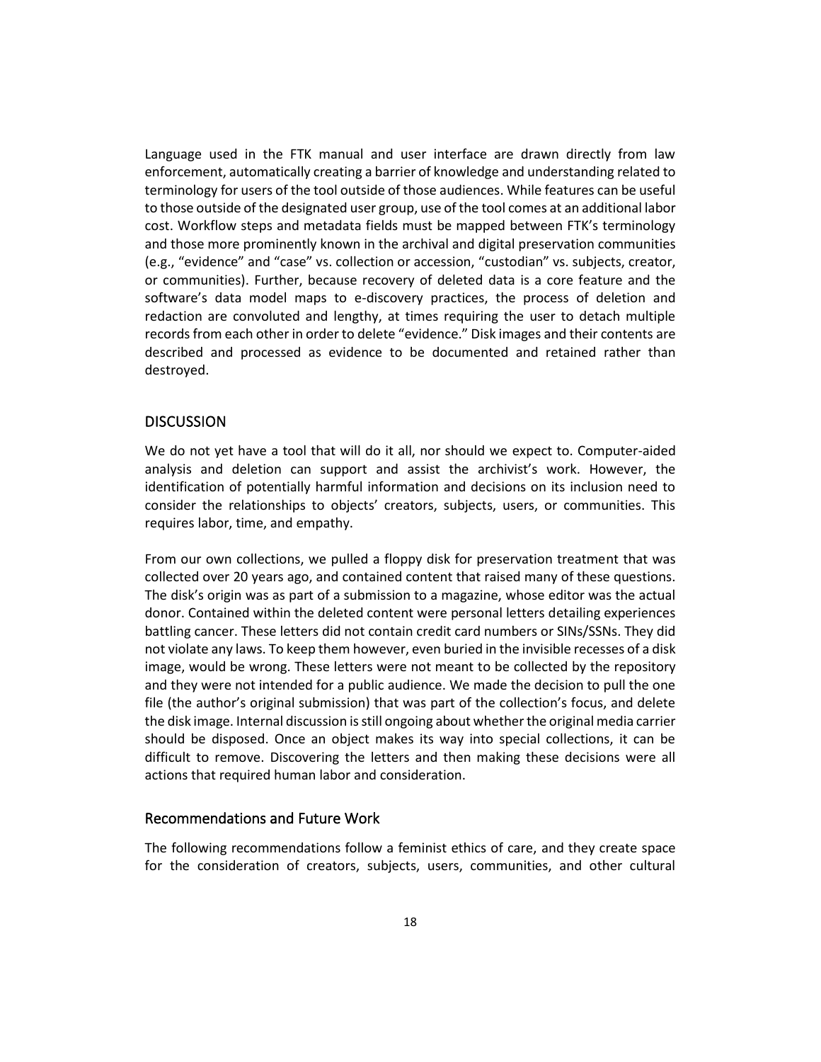Language used in the FTK manual and user interface are drawn directly from law enforcement, automatically creating a barrier of knowledge and understanding related to terminology for users of the tool outside of those audiences. While features can be useful to those outside of the designated user group, use of the tool comes at an additional labor cost. Workflow steps and metadata fields must be mapped between FTK's terminology and those more prominently known in the archival and digital preservation communities (e.g., "evidence" and "case" vs. collection or accession, "custodian" vs. subjects, creator, or communities). Further, because recovery of deleted data is a core feature and the software's data model maps to e-discovery practices, the process of deletion and redaction are convoluted and lengthy, at times requiring the user to detach multiple records from each other in order to delete "evidence." Disk images and their contents are described and processed as evidence to be documented and retained rather than destroyed.

## DISCUSSION

We do not yet have a tool that will do it all, nor should we expect to. Computer-aided analysis and deletion can support and assist the archivist's work. However, the identification of potentially harmful information and decisions on its inclusion need to consider the relationships to objects' creators, subjects, users, or communities. This requires labor, time, and empathy.

From our own collections, we pulled a floppy disk for preservation treatment that was collected over 20 years ago, and contained content that raised many of these questions. The disk's origin was as part of a submission to a magazine, whose editor was the actual donor. Contained within the deleted content were personal letters detailing experiences battling cancer. These letters did not contain credit card numbers or SINs/SSNs. They did not violate any laws. To keep them however, even buried in the invisible recesses of a disk image, would be wrong. These letters were not meant to be collected by the repository and they were not intended for a public audience. We made the decision to pull the one file (the author's original submission) that was part of the collection's focus, and delete the disk image. Internal discussion is still ongoing about whether the original media carrier should be disposed. Once an object makes its way into special collections, it can be difficult to remove. Discovering the letters and then making these decisions were all actions that required human labor and consideration.

### Recommendations and Future Work

The following recommendations follow a feminist ethics of care, and they create space for the consideration of creators, subjects, users, communities, and other cultural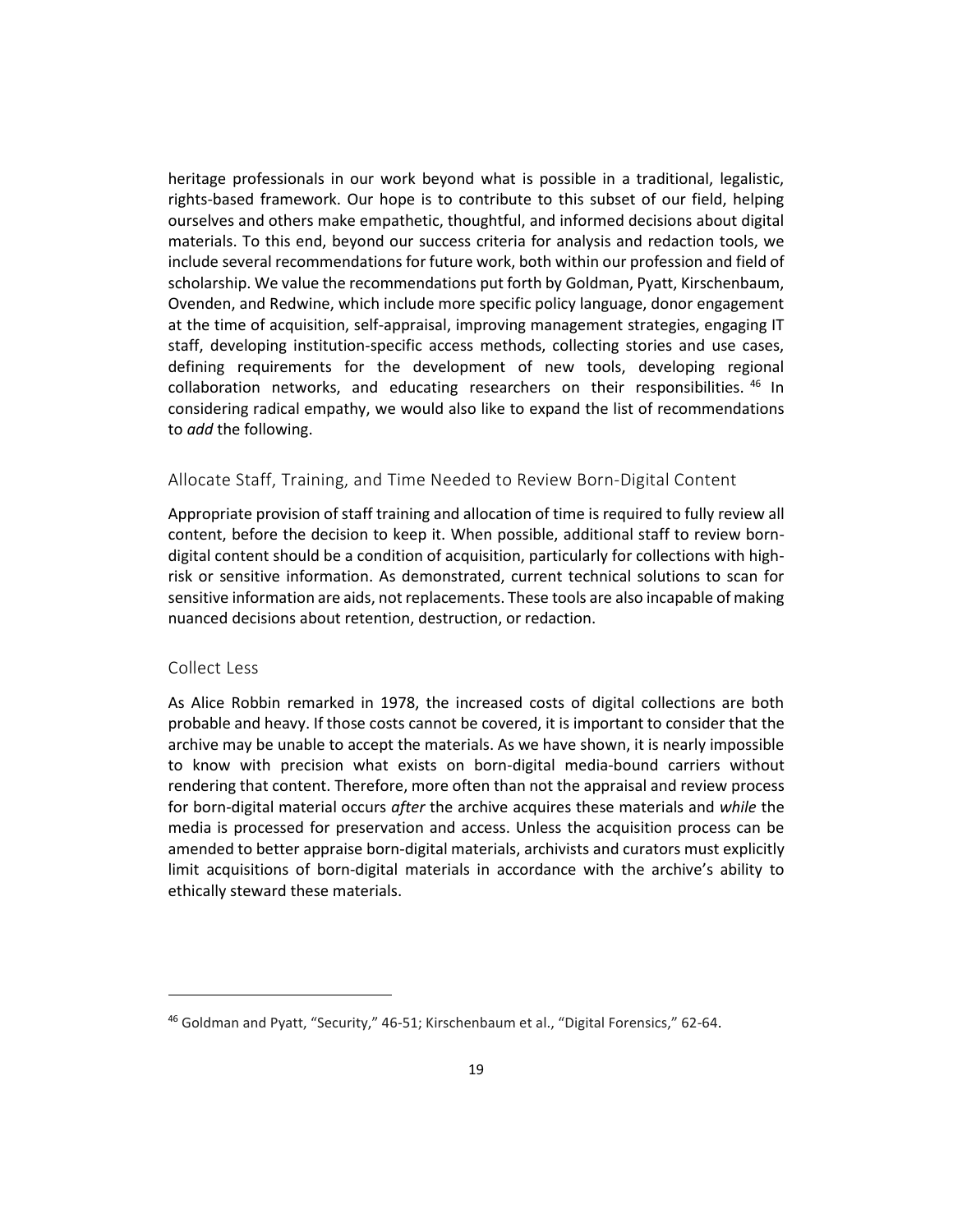heritage professionals in our work beyond what is possible in a traditional, legalistic, rights-based framework. Our hope is to contribute to this subset of our field, helping ourselves and others make empathetic, thoughtful, and informed decisions about digital materials. To this end, beyond our success criteria for analysis and redaction tools, we include several recommendations for future work, both within our profession and field of scholarship. We value the recommendations put forth by Goldman, Pyatt, Kirschenbaum, Ovenden, and Redwine, which include more specific policy language, donor engagement at the time of acquisition, self-appraisal, improving management strategies, engaging IT staff, developing institution-specific access methods, collecting stories and use cases, defining requirements for the development of new tools, developing regional collaboration networks, and educating researchers on their responsibilities.[46] In considering radical empathy, we would also like to expand the list of recommendations to *add* the following.

## Allocate Staff, Training, and Time Needed to Review Born-Digital Content

Appropriate provision of staff training and allocation of time is required to fully review all content, before the decision to keep it. When possible, additional staff to review born-digital content should be a condition of acquisition, particularly for collections with high-risk or sensitive information. As demonstrated, current technical solutions to scan for sensitive information are aids, not replacements. These tools are also incapable of making nuanced decisions about retention, destruction, or redaction.

## Collect Less

As Alice Robbin remarked in 1978, the increased costs of digital collections are both probable and heavy. If those costs cannot be covered, it is important to consider that the archive may be unable to accept the materials. As we have shown, it is nearly impossible to know with precision what exists on born-digital media-bound carriers without rendering that content. Therefore, more often than not the appraisal and review process for born-digital material occurs *after* the archive acquires these materials and *while* the media is processed for preservation and access. Unless the acquisition process can be amended to better appraise born-digital materials, archivists and curators must explicitly limit acquisitions of born-digital materials in accordance with the archive's ability to ethically steward these materials.

---

[46] Goldman and Pyatt, "Security," 46-51; Kirschenbaum et al., "Digital Forensics," 62-64.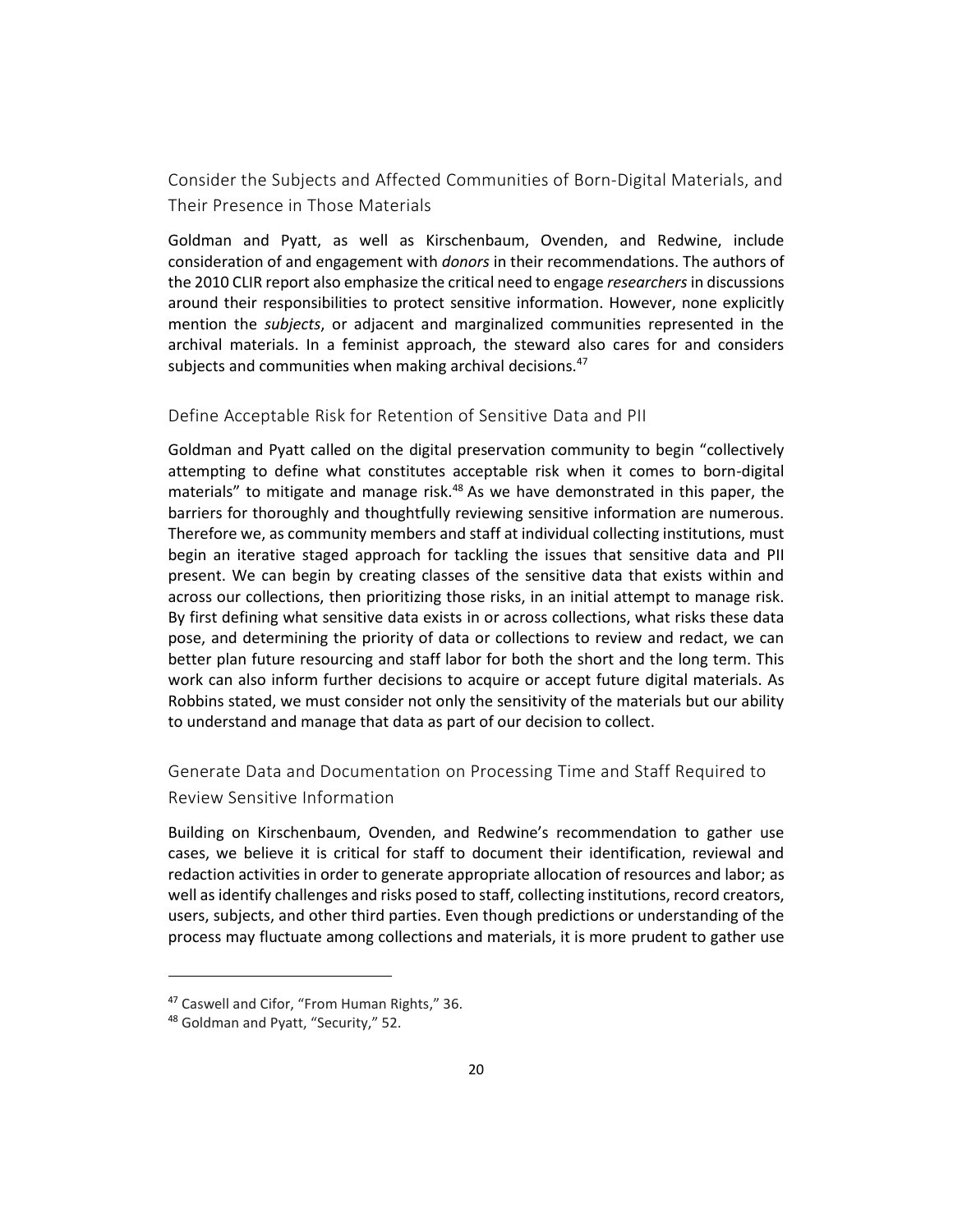### Consider the Subjects and Affected Communities of Born-Digital Materials, and Their Presence in Those Materials

Goldman and Pyatt, as well as Kirschenbaum, Ovenden, and Redwine, include consideration of and engagement with *donors* in their recommendations. The authors of the 2010 CLIR report also emphasize the critical need to engage *researchers* in discussions around their responsibilities to protect sensitive information. However, none explicitly mention the *subjects*, or adjacent and marginalized communities represented in the archival materials. In a feminist approach, the steward also cares for and considers subjects and communities when making archival decisions.[47]

### Define Acceptable Risk for Retention of Sensitive Data and PII

Goldman and Pyatt called on the digital preservation community to begin "collectively attempting to define what constitutes acceptable risk when it comes to born-digital materials" to mitigate and manage risk.[48] As we have demonstrated in this paper, the barriers for thoroughly and thoughtfully reviewing sensitive information are numerous. Therefore we, as community members and staff at individual collecting institutions, must begin an iterative staged approach for tackling the issues that sensitive data and PII present. We can begin by creating classes of the sensitive data that exists within and across our collections, then prioritizing those risks, in an initial attempt to manage risk. By first defining what sensitive data exists in or across collections, what risks these data pose, and determining the priority of data or collections to review and redact, we can better plan future resourcing and staff labor for both the short and the long term. This work can also inform further decisions to acquire or accept future digital materials. As Robbins stated, we must consider not only the sensitivity of the materials but our ability to understand and manage that data as part of our decision to collect.

### Generate Data and Documentation on Processing Time and Staff Required to Review Sensitive Information

Building on Kirschenbaum, Ovenden, and Redwine's recommendation to gather use cases, we believe it is critical for staff to document their identification, reviewal and redaction activities in order to generate appropriate allocation of resources and labor; as well as identify challenges and risks posed to staff, collecting institutions, record creators, users, subjects, and other third parties. Even though predictions or understanding of the process may fluctuate among collections and materials, it is more prudent to gather use

---

[47] Caswell and Cifor, "From Human Rights," 36.

[48] Goldman and Pyatt, "Security," 52.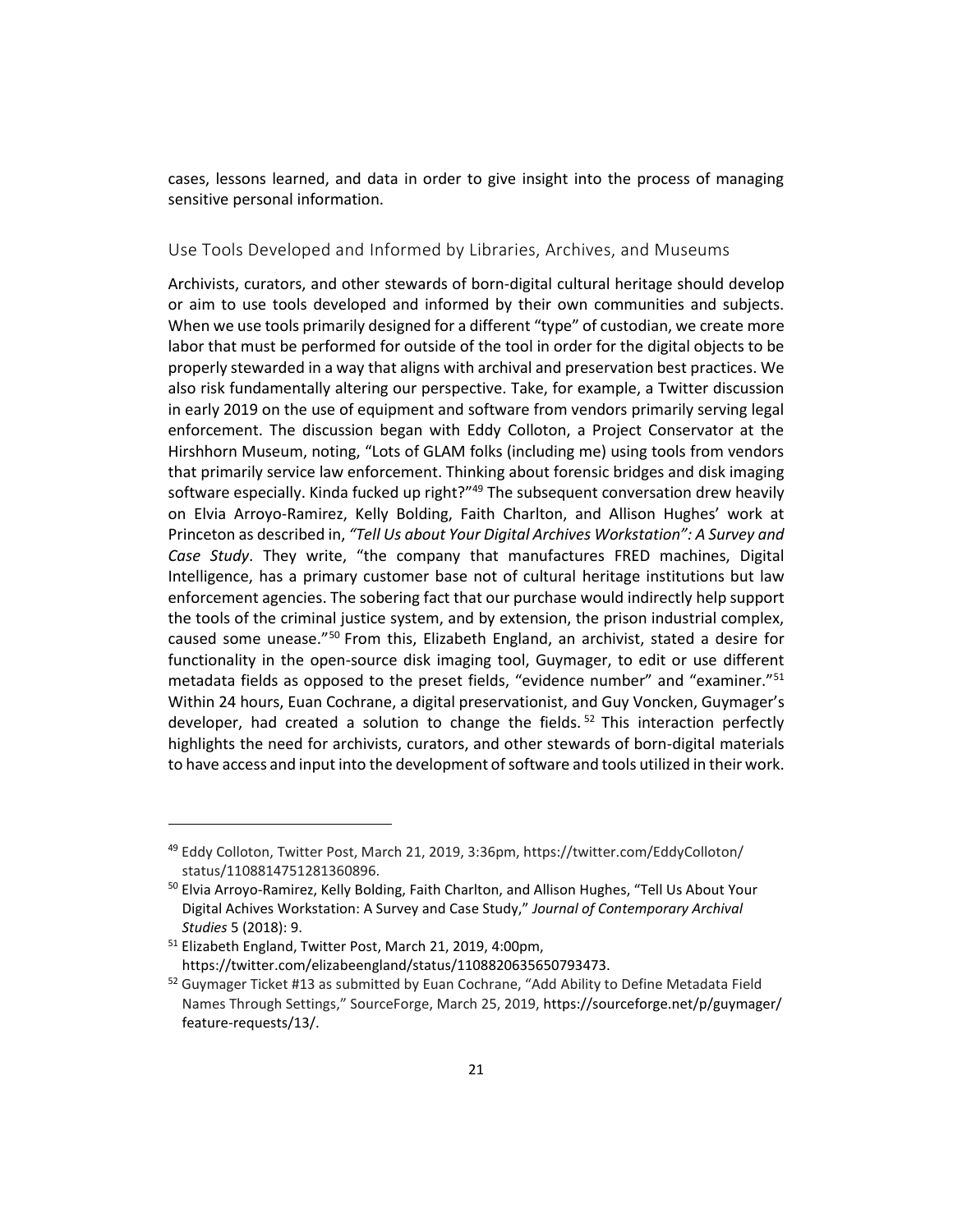cases, lessons learned, and data in order to give insight into the process of managing sensitive personal information.

## Use Tools Developed and Informed by Libraries, Archives, and Museums

Archivists, curators, and other stewards of born-digital cultural heritage should develop or aim to use tools developed and informed by their own communities and subjects. When we use tools primarily designed for a different "type" of custodian, we create more labor that must be performed for outside of the tool in order for the digital objects to be properly stewarded in a way that aligns with archival and preservation best practices. We also risk fundamentally altering our perspective. Take, for example, a Twitter discussion in early 2019 on the use of equipment and software from vendors primarily serving legal enforcement. The discussion began with Eddy Colloton, a Project Conservator at the Hirshhorn Museum, noting, "Lots of GLAM folks (including me) using tools from vendors that primarily service law enforcement. Thinking about forensic bridges and disk imaging software especially. Kinda fucked up right?"[49] The subsequent conversation drew heavily on Elvia Arroyo-Ramirez, Kelly Bolding, Faith Charlton, and Allison Hughes' work at Princeton as described in, *"Tell Us about Your Digital Archives Workstation": A Survey and Case Study*. They write, "the company that manufactures FRED machines, Digital Intelligence, has a primary customer base not of cultural heritage institutions but law enforcement agencies. The sobering fact that our purchase would indirectly help support the tools of the criminal justice system, and by extension, the prison industrial complex, caused some unease."[50] From this, Elizabeth England, an archivist, stated a desire for functionality in the open-source disk imaging tool, Guymager, to edit or use different metadata fields as opposed to the preset fields, "evidence number" and "examiner."[51] Within 24 hours, Euan Cochrane, a digital preservationist, and Guy Voncken, Guymager's developer, had created a solution to change the fields.[52] This interaction perfectly highlights the need for archivists, curators, and other stewards of born-digital materials to have access and input into the development of software and tools utilized in their work.

---

[49] Eddy Colloton, Twitter Post, March 21, 2019, 3:36pm, https://twitter.com/EddyColloton/status/1108814751281360896.

[50] Elvia Arroyo-Ramirez, Kelly Bolding, Faith Charlton, and Allison Hughes, "Tell Us About Your Digital Achives Workstation: A Survey and Case Study," *Journal of Contemporary Archival Studies* 5 (2018): 9.

[51] Elizabeth England, Twitter Post, March 21, 2019, 4:00pm, https://twitter.com/elizabeengland/status/1108820635650793473.

[52] Guymager Ticket #13 as submitted by Euan Cochrane, "Add Ability to Define Metadata Field Names Through Settings," SourceForge, March 25, 2019, https://sourceforge.net/p/guymager/feature-requests/13/.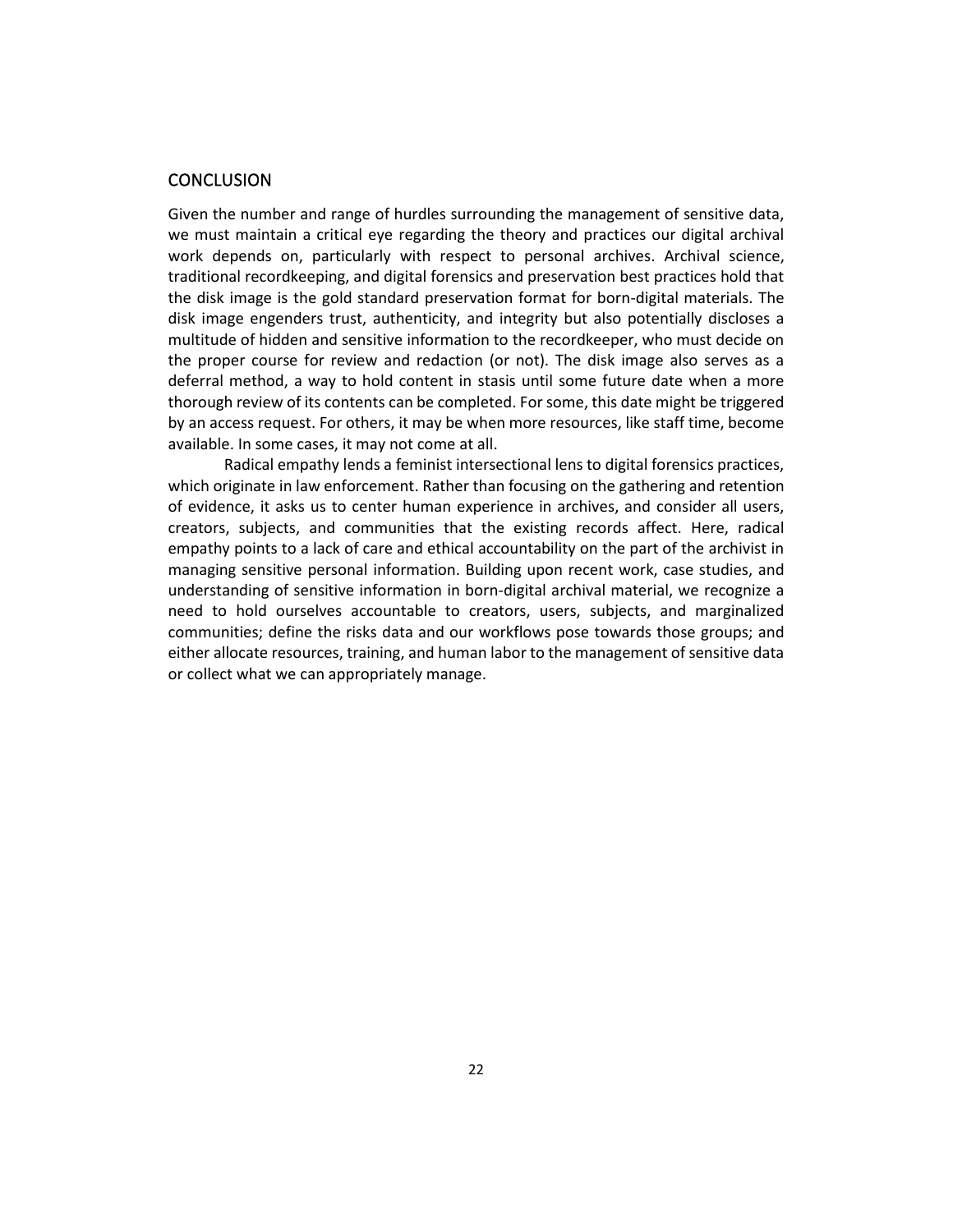## CONCLUSION

Given the number and range of hurdles surrounding the management of sensitive data, we must maintain a critical eye regarding the theory and practices our digital archival work depends on, particularly with respect to personal archives. Archival science, traditional recordkeeping, and digital forensics and preservation best practices hold that the disk image is the gold standard preservation format for born-digital materials. The disk image engenders trust, authenticity, and integrity but also potentially discloses a multitude of hidden and sensitive information to the recordkeeper, who must decide on the proper course for review and redaction (or not). The disk image also serves as a deferral method, a way to hold content in stasis until some future date when a more thorough review of its contents can be completed. For some, this date might be triggered by an access request. For others, it may be when more resources, like staff time, become available. In some cases, it may not come at all.

Radical empathy lends a feminist intersectional lens to digital forensics practices, which originate in law enforcement. Rather than focusing on the gathering and retention of evidence, it asks us to center human experience in archives, and consider all users, creators, subjects, and communities that the existing records affect. Here, radical empathy points to a lack of care and ethical accountability on the part of the archivist in managing sensitive personal information. Building upon recent work, case studies, and understanding of sensitive information in born-digital archival material, we recognize a need to hold ourselves accountable to creators, users, subjects, and marginalized communities; define the risks data and our workflows pose towards those groups; and either allocate resources, training, and human labor to the management of sensitive data or collect what we can appropriately manage.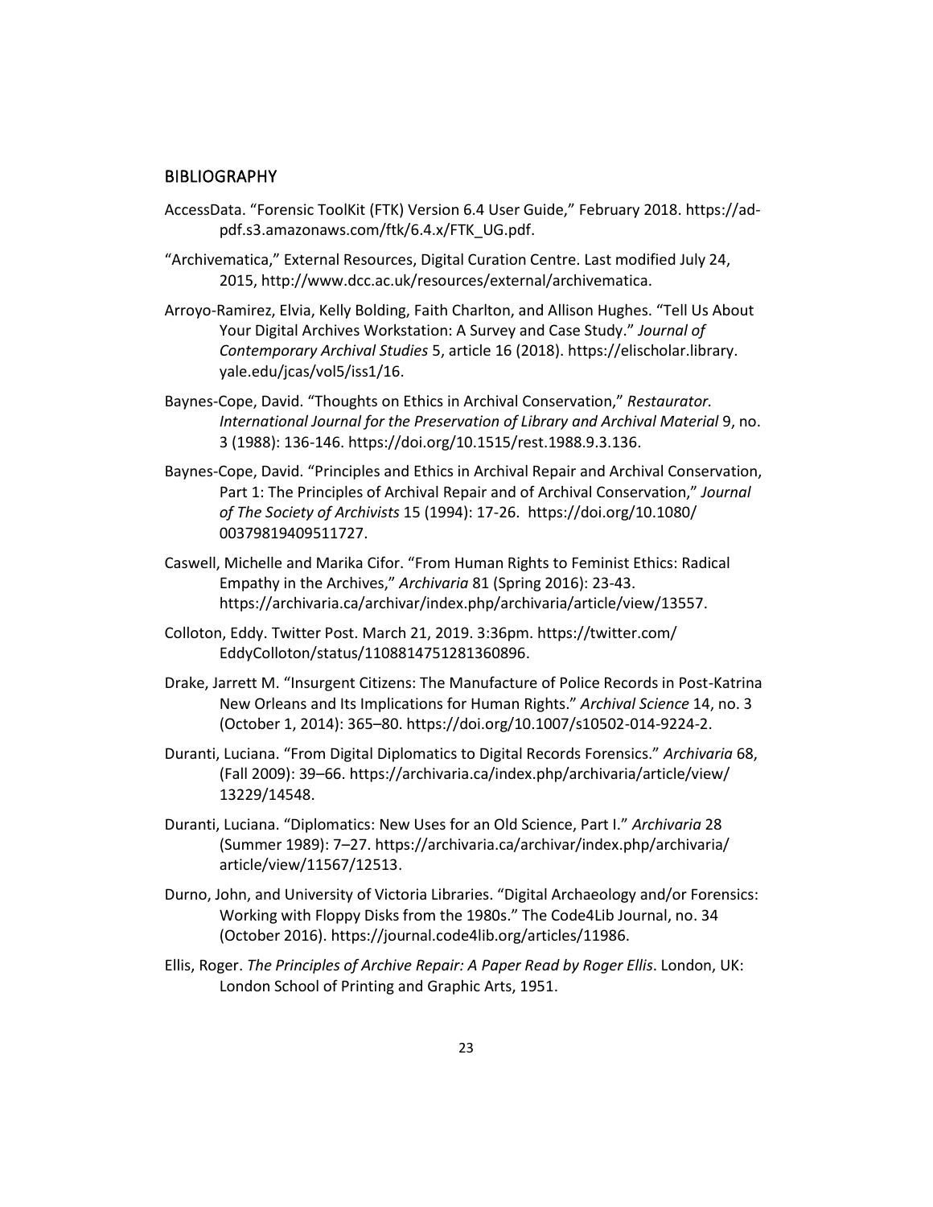## BIBLIOGRAPHY

AccessData. "Forensic ToolKit (FTK) Version 6.4 User Guide," February 2018. https://ad-pdf.s3.amazonaws.com/ftk/6.4.x/FTK_UG.pdf.

"Archivematica," External Resources, Digital Curation Centre. Last modified July 24, 2015, http://www.dcc.ac.uk/resources/external/archivematica.

Arroyo-Ramirez, Elvia, Kelly Bolding, Faith Charlton, and Allison Hughes. "Tell Us About Your Digital Archives Workstation: A Survey and Case Study." *Journal of Contemporary Archival Studies* 5, article 16 (2018). https://elischolar.library.yale.edu/jcas/vol5/iss1/16.

Baynes-Cope, David. "Thoughts on Ethics in Archival Conservation," *Restaurator. International Journal for the Preservation of Library and Archival Material* 9, no. 3 (1988): 136-146. https://doi.org/10.1515/rest.1988.9.3.136.

Baynes-Cope, David. "Principles and Ethics in Archival Repair and Archival Conservation, Part 1: The Principles of Archival Repair and of Archival Conservation," *Journal of The Society of Archivists* 15 (1994): 17-26. https://doi.org/10.1080/00379819409511727.

Caswell, Michelle and Marika Cifor. "From Human Rights to Feminist Ethics: Radical Empathy in the Archives," *Archivaria* 81 (Spring 2016): 23-43. https://archivaria.ca/archivar/index.php/archivaria/article/view/13557.

Colloton, Eddy. Twitter Post. March 21, 2019. 3:36pm. https://twitter.com/EddyColloton/status/1108814751281360896.

Drake, Jarrett M. "Insurgent Citizens: The Manufacture of Police Records in Post-Katrina New Orleans and Its Implications for Human Rights." *Archival Science* 14, no. 3 (October 1, 2014): 365–80. https://doi.org/10.1007/s10502-014-9224-2.

Duranti, Luciana. "From Digital Diplomatics to Digital Records Forensics." *Archivaria* 68, (Fall 2009): 39–66. https://archivaria.ca/index.php/archivaria/article/view/13229/14548.

Duranti, Luciana. "Diplomatics: New Uses for an Old Science, Part I." *Archivaria* 28 (Summer 1989): 7–27. https://archivaria.ca/archivar/index.php/archivaria/article/view/11567/12513.

Durno, John, and University of Victoria Libraries. "Digital Archaeology and/or Forensics: Working with Floppy Disks from the 1980s." The Code4Lib Journal, no. 34 (October 2016). https://journal.code4lib.org/articles/11986.

Ellis, Roger. *The Principles of Archive Repair: A Paper Read by Roger Ellis*. London, UK: London School of Printing and Graphic Arts, 1951.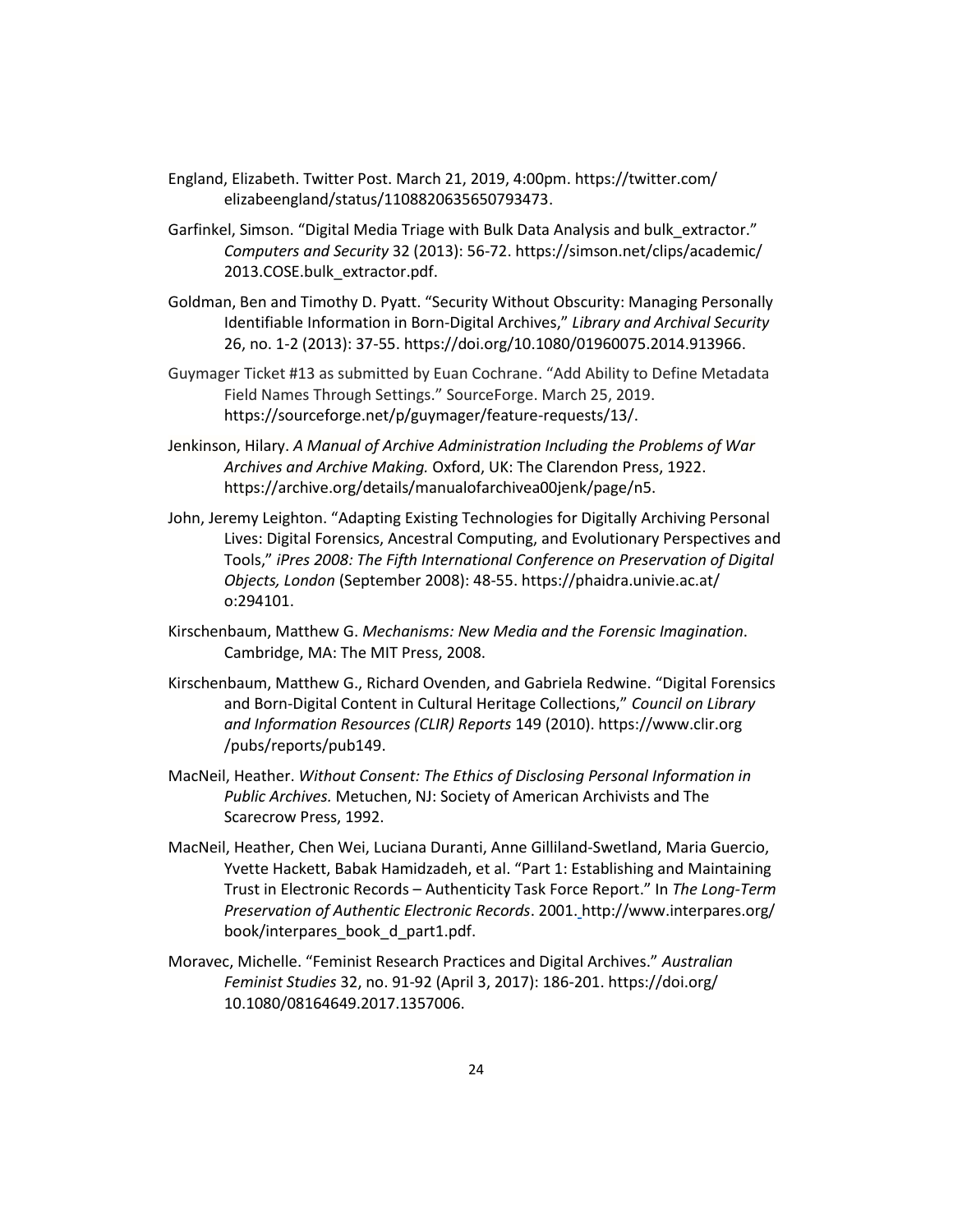England, Elizabeth. Twitter Post. March 21, 2019, 4:00pm. https://twitter.com/elizabeengland/status/1108820635650793473.

Garfinkel, Simson. "Digital Media Triage with Bulk Data Analysis and bulk_extractor." *Computers and Security* 32 (2013): 56-72. https://simson.net/clips/academic/2013.COSE.bulk_extractor.pdf.

Goldman, Ben and Timothy D. Pyatt. "Security Without Obscurity: Managing Personally Identifiable Information in Born-Digital Archives," *Library and Archival Security* 26, no. 1-2 (2013): 37-55. https://doi.org/10.1080/01960075.2014.913966.

Guymager Ticket #13 as submitted by Euan Cochrane. "Add Ability to Define Metadata Field Names Through Settings." SourceForge. March 25, 2019. https://sourceforge.net/p/guymager/feature-requests/13/.

Jenkinson, Hilary. *A Manual of Archive Administration Including the Problems of War Archives and Archive Making.* Oxford, UK: The Clarendon Press, 1922. https://archive.org/details/manualofarchivea00jenk/page/n5.

John, Jeremy Leighton. "Adapting Existing Technologies for Digitally Archiving Personal Lives: Digital Forensics, Ancestral Computing, and Evolutionary Perspectives and Tools," *iPres 2008: The Fifth International Conference on Preservation of Digital Objects, London* (September 2008): 48-55. https://phaidra.univie.ac.at/o:294101.

Kirschenbaum, Matthew G. *Mechanisms: New Media and the Forensic Imagination*. Cambridge, MA: The MIT Press, 2008.

Kirschenbaum, Matthew G., Richard Ovenden, and Gabriela Redwine. "Digital Forensics and Born-Digital Content in Cultural Heritage Collections," *Council on Library and Information Resources (CLIR) Reports* 149 (2010). https://www.clir.org/pubs/reports/pub149.

MacNeil, Heather. *Without Consent: The Ethics of Disclosing Personal Information in Public Archives.* Metuchen, NJ: Society of American Archivists and The Scarecrow Press, 1992.

MacNeil, Heather, Chen Wei, Luciana Duranti, Anne Gilliland-Swetland, Maria Guercio, Yvette Hackett, Babak Hamidzadeh, et al. "Part 1: Establishing and Maintaining Trust in Electronic Records – Authenticity Task Force Report." In *The Long-Term Preservation of Authentic Electronic Records*. 2001. http://www.interpares.org/book/interpares_book_d_part1.pdf.

Moravec, Michelle. "Feminist Research Practices and Digital Archives." *Australian Feminist Studies* 32, no. 91-92 (April 3, 2017): 186-201. https://doi.org/10.1080/08164649.2017.1357006.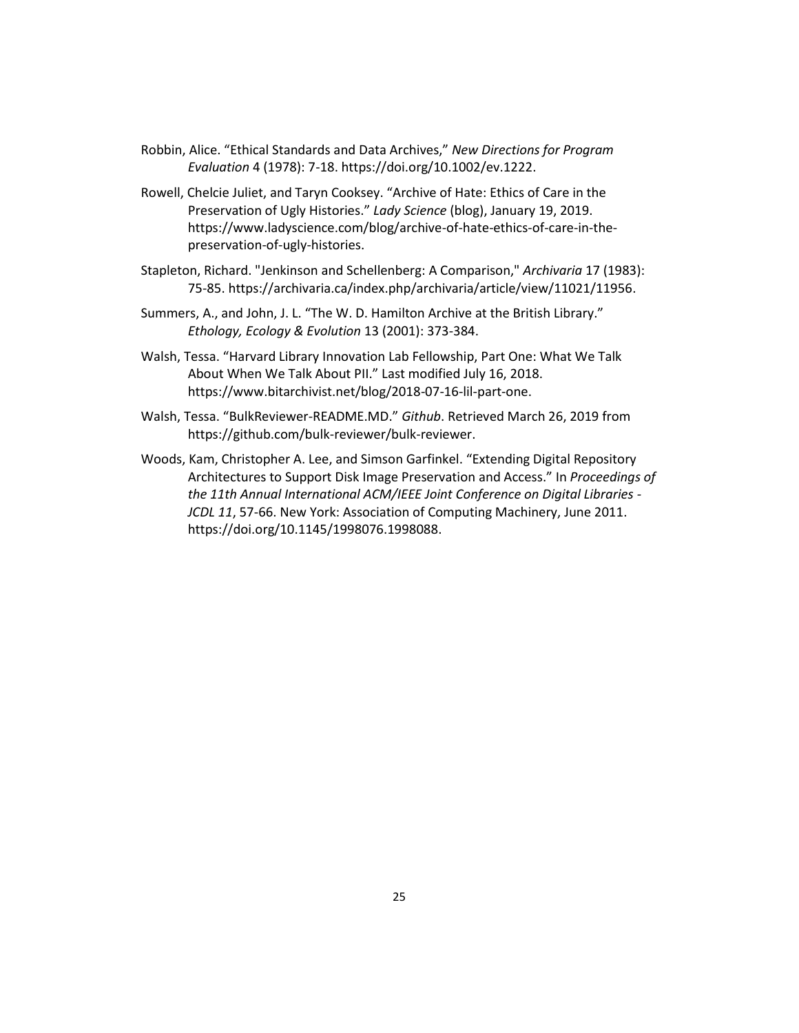Robbin, Alice. “Ethical Standards and Data Archives,” *New Directions for Program Evaluation* 4 (1978): 7-18. https://doi.org/10.1002/ev.1222.

Rowell, Chelcie Juliet, and Taryn Cooksey. “Archive of Hate: Ethics of Care in the Preservation of Ugly Histories.” *Lady Science* (blog), January 19, 2019. https://www.ladyscience.com/blog/archive-of-hate-ethics-of-care-in-the-preservation-of-ugly-histories.

Stapleton, Richard. "Jenkinson and Schellenberg: A Comparison," *Archivaria* 17 (1983): 75-85. https://archivaria.ca/index.php/archivaria/article/view/11021/11956.

Summers, A., and John, J. L. “The W. D. Hamilton Archive at the British Library.” *Ethology, Ecology & Evolution* 13 (2001): 373-384.

Walsh, Tessa. “Harvard Library Innovation Lab Fellowship, Part One: What We Talk About When We Talk About PII.” Last modified July 16, 2018. https://www.bitarchivist.net/blog/2018-07-16-lil-part-one.

Walsh, Tessa. “BulkReviewer-README.MD.” *Github*. Retrieved March 26, 2019 from https://github.com/bulk-reviewer/bulk-reviewer.

Woods, Kam, Christopher A. Lee, and Simson Garfinkel. “Extending Digital Repository Architectures to Support Disk Image Preservation and Access.” In *Proceedings of the 11th Annual International ACM/IEEE Joint Conference on Digital Libraries - JCDL 11*, 57-66. New York: Association of Computing Machinery, June 2011. https://doi.org/10.1145/1998076.1998088.